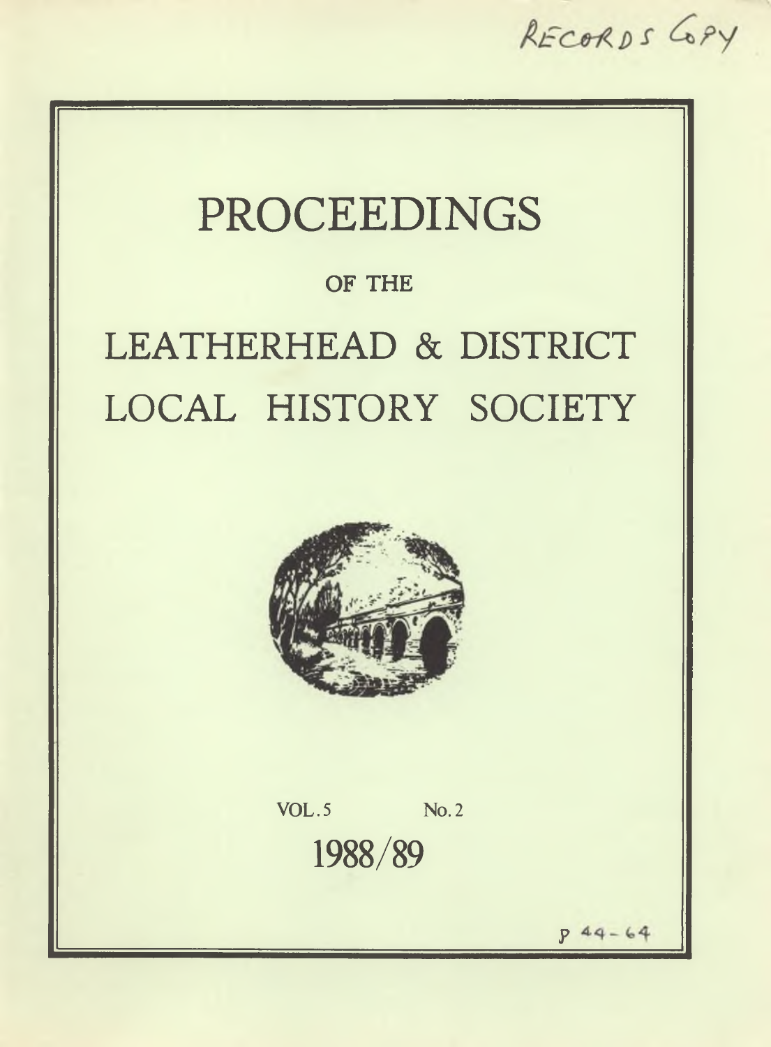RECORDS COPY

# PROCEEDINGS

OF THE

# LEATHERHEAD & DISTRICT LOCAL HISTORY SOCIETY

VOL. 5 No. 2

1988/89

p 44-64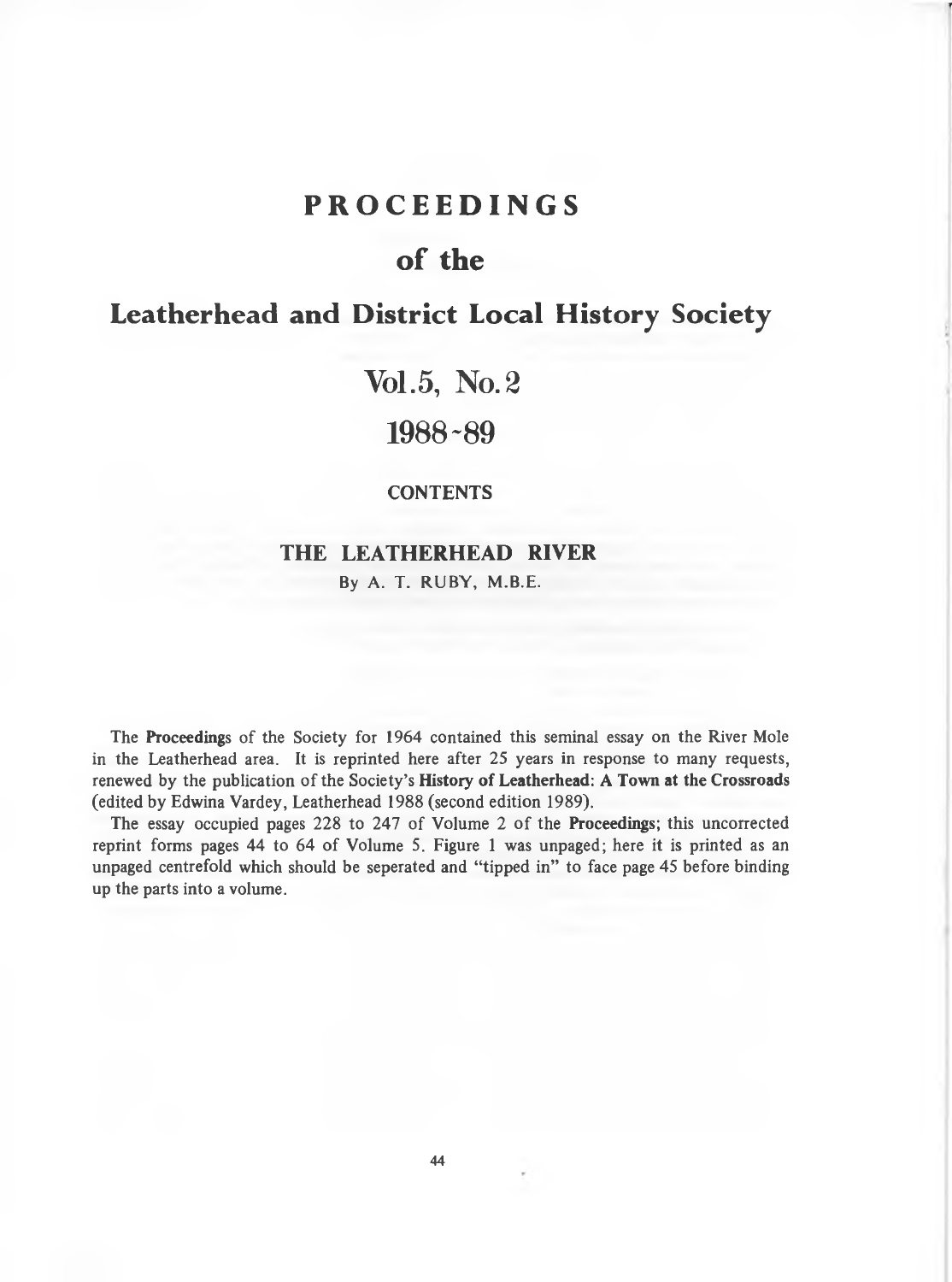# PROCEEDINGS

## of the

## Leatherhead and District Local History Society

## Vol.5, No. 2

## 1988-89

### CONTENTS

### THE LEATHERHEAD RIVER

By A. T. RUBY, M.B.E.

The **Proceedings** of the Society for 1964 contained this seminal essay on the River Mole in the Leatherhead area. It is reprinted here after 25 years in response to many requests, renewed by the publication of the Society's **History of Leatherhead: A Town at the Crossroads** (edited by Edwina Vardey, Leatherhead 1988 (second edition 1989).

The essay occupied pages 228 to 247 of Volume 2 of the **Proceedings**; this uncorrected reprint forms pages 44 to 64 of Volume 5. Figure 1 was unpaged; here it is printed as an unpaged centrefold which should be seperated and "tipped in" to face page 45 before binding up the parts into a volume.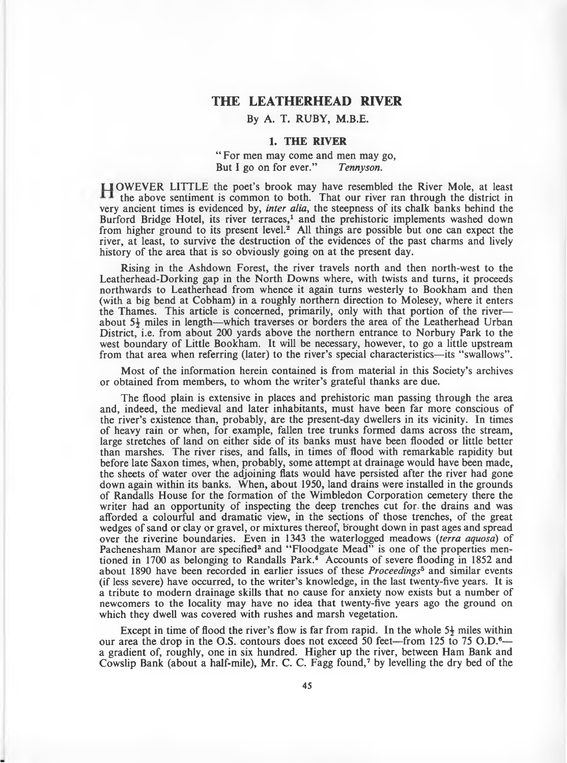# THE LEATHERHEAD RIVER

By A. T. RUBY, M.B.E.

## 1. THE RIVER

"For men may come and men may go,
But I go on for ever." *Tennyson.*

HOWEVER LITTLE the poet's brook may have resembled the River Mole, at least the above sentiment is common to both. That our river ran through the district in very ancient times is evidenced by, *inter alia*, the steepness of its chalk banks behind the Burford Bridge Hotel, its river terraces,[1] and the prehistoric implements washed down from higher ground to its present level.[2] All things are possible but one can expect the river, at least, to survive the destruction of the evidences of the past charms and lively history of the area that is so obviously going on at the present day.

Rising in the Ashdown Forest, the river travels north and then north-west to the Leatherhead-Dorking gap in the North Downs where, with twists and turns, it proceeds northwards to Leatherhead from whence it again turns westerly to Bookham and then (with a big bend at Cobham) in a roughly northern direction to Molesey, where it enters the Thames. This article is concerned, primarily, only with that portion of the river—about 5½ miles in length—which traverses or borders the area of the Leatherhead Urban District, i.e. from about 200 yards above the northern entrance to Norbury Park to the west boundary of Little Bookham. It will be necessary, however, to go a little upstream from that area when referring (later) to the river's special characteristics—its "swallows".

Most of the information herein contained is from material in this Society's archives or obtained from members, to whom the writer's grateful thanks are due.

The flood plain is extensive in places and prehistoric man passing through the area and, indeed, the medieval and later inhabitants, must have been far more conscious of the river's existence than, probably, are the present-day dwellers in its vicinity. In times of heavy rain or when, for example, fallen tree trunks formed dams across the stream, large stretches of land on either side of its banks must have been flooded or little better than marshes. The river rises, and falls, in times of flood with remarkable rapidity but before late Saxon times, when, probably, some attempt at drainage would have been made, the sheets of water over the adjoining flats would have persisted after the river had gone down again within its banks. When, about 1950, land drains were installed in the grounds of Randalls House for the formation of the Wimbledon Corporation cemetery there the writer had an opportunity of inspecting the deep trenches cut for the drains and was afforded a colourful and dramatic view, in the sections of those trenches, of the great wedges of sand or clay or gravel, or mixtures thereof, brought down in past ages and spread over the riverine boundaries. Even in 1343 the waterlogged meadows (*terra aquosa*) of Pachenesham Manor are specified[3] and "Floodgate Mead" is one of the properties mentioned in 1700 as belonging to Randalls Park.[4] Accounts of severe flooding in 1852 and about 1890 have been recorded in earlier issues of these *Proceedings*[5] and similar events (if less severe) have occurred, to the writer's knowledge, in the last twenty-five years. It is a tribute to modern drainage skills that no cause for anxiety now exists but a number of newcomers to the locality may have no idea that twenty-five years ago the ground on which they dwell was covered with rushes and marsh vegetation.

Except in time of flood the river's flow is far from rapid. In the whole 5½ miles within our area the drop in the O.S. contours does not exceed 50 feet—from 125 to 75 O.D.[6]—a gradient of, roughly, one in six hundred. Higher up the river, between Ham Bank and Cowslip Bank (about a half-mile), Mr. C. C. Fagg found,[7] by levelling the dry bed of the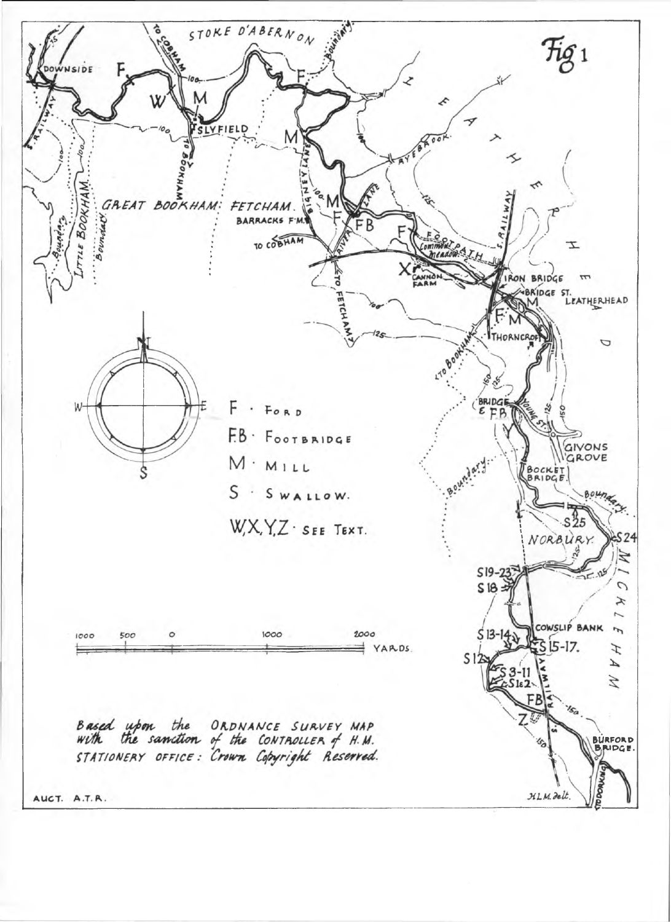# Fig 1

F · Ford

F.B · Footbridge

M · Mill

S · Swallow.

W, X, Y, Z · See Text.

1000 500 0 1000 2000 YARDS.

*Based upon the* ORDNANCE SURVEY MAP *with the sanction of the* CONTROLLER *of* H.M. STATIONERY OFFICE: *Crown Copyright Reserved.*

AUCT. A.T.R.

*H.L.M. delt.*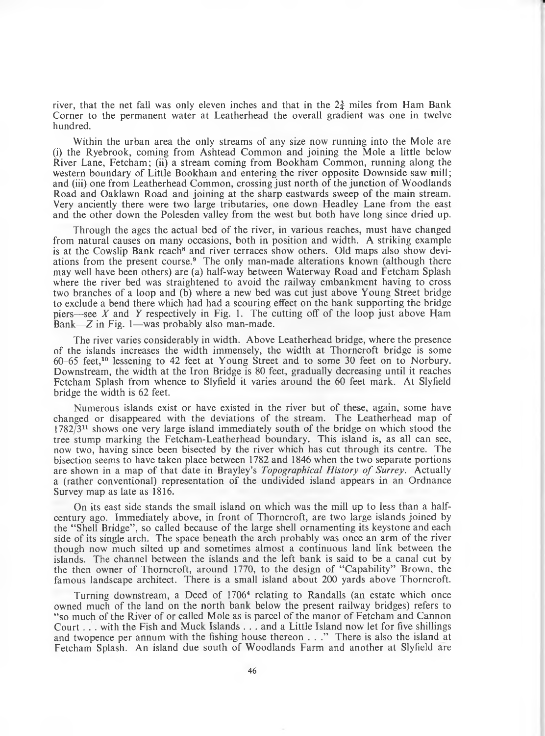river, that the net fall was only eleven inches and that in the $2\frac{3}{4}$ miles from Ham Bank Corner to the permanent water at Leatherhead the overall gradient was one in twelve hundred.

Within the urban area the only streams of any size now running into the Mole are (i) the Ryebrook, coming from Ashtead Common and joining the Mole a little below River Lane, Fetcham; (ii) a stream coming from Bookham Common, running along the western boundary of Little Bookham and entering the river opposite Downside saw mill; and (iii) one from Leatherhead Common, crossing just north of the junction of Woodlands Road and Oaklawn Road and joining at the sharp eastwards sweep of the main stream. Very anciently there were two large tributaries, one down Headley Lane from the east and the other down the Polesden valley from the west but both have long since dried up.

Through the ages the actual bed of the river, in various reaches, must have changed from natural causes on many occasions, both in position and width. A striking example is at the Cowslip Bank reach[8] and river terraces show others. Old maps also show deviations from the present course.[9] The only man-made alterations known (although there may well have been others) are (a) half-way between Waterway Road and Fetcham Splash where the river bed was straightened to avoid the railway embankment having to cross two branches of a loop and (b) where a new bed was cut just above Young Street bridge to exclude a bend there which had had a scouring effect on the bank supporting the bridge piers—see *X* and *Y* respectively in Fig. 1. The cutting off of the loop just above Ham Bank—*Z* in Fig. 1—was probably also man-made.

The river varies considerably in width. Above Leatherhead bridge, where the presence of the islands increases the width immensely, the width at Thorncroft bridge is some 60–65 feet,[10] lessening to 42 feet at Young Street and to some 30 feet on to Norbury. Downstream, the width at the Iron Bridge is 80 feet, gradually decreasing until it reaches Fetcham Splash from whence to Slyfield it varies around the 60 feet mark. At Slyfield bridge the width is 62 feet.

Numerous islands exist or have existed in the river but of these, again, some have changed or disappeared with the deviations of the stream. The Leatherhead map of 1782/3[11] shows one very large island immediately south of the bridge on which stood the tree stump marking the Fetcham-Leatherhead boundary. This island is, as all can see, now two, having since been bisected by the river which has cut through its centre. The bisection seems to have taken place between 1782 and 1846 when the two separate portions are shown in a map of that date in Brayley's *Topographical History of Surrey*. Actually a (rather conventional) representation of the undivided island appears in an Ordnance Survey map as late as 1816.

On its east side stands the small island on which was the mill up to less than a half-century ago. Immediately above, in front of Thorncroft, are two large islands joined by the "Shell Bridge", so called because of the large shell ornamenting its keystone and each side of its single arch. The space beneath the arch probably was once an arm of the river though now much silted up and sometimes almost a continuous land link between the islands. The channel between the islands and the left bank is said to be a canal cut by the then owner of Thorncroft, around 1770, to the design of "Capability" Brown, the famous landscape architect. There is a small island about 200 yards above Thorncroft.

Turning downstream, a Deed of 1706[4] relating to Randalls (an estate which once owned much of the land on the north bank below the present railway bridges) refers to "so much of the River of or called Mole as is parcel of the manor of Fetcham and Cannon Court . . . with the Fish and Muck Islands . . . and a Little Island now let for five shillings and twopence per annum with the fishing house thereon . . ." There is also the island at Fetcham Splash. An island due south of Woodlands Farm and another at Slyfield are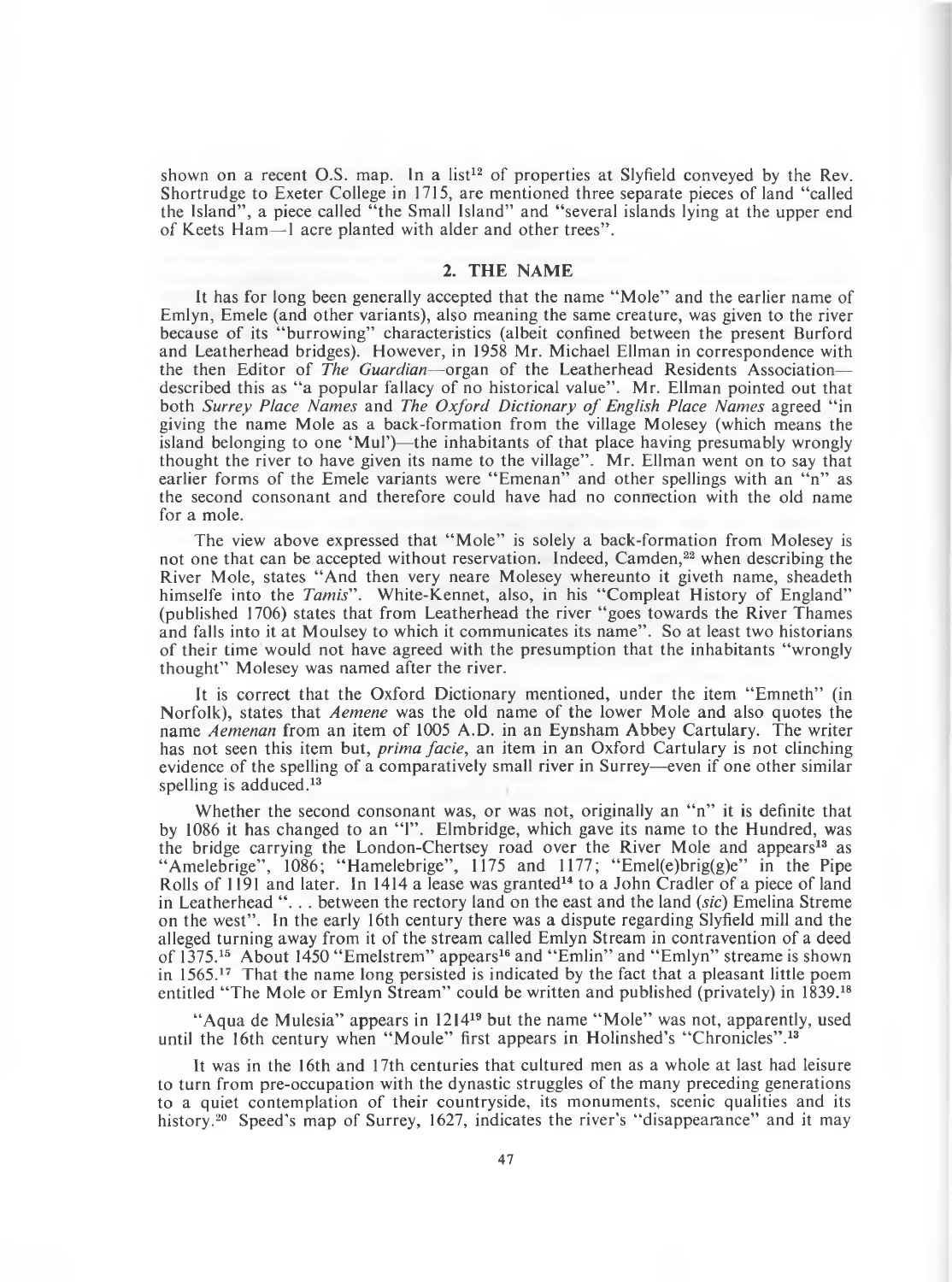shown on a recent O.S. map. In a list[12] of properties at Slyfield conveyed by the Rev. Shortrudge to Exeter College in 1715, are mentioned three separate pieces of land "called the Island", a piece called "the Small Island" and "several islands lying at the upper end of Keets Ham—1 acre planted with alder and other trees".

## 2. THE NAME

It has for long been generally accepted that the name "Mole" and the earlier name of Emlyn, Emele (and other variants), also meaning the same creature, was given to the river because of its "burrowing" characteristics (albeit confined between the present Burford and Leatherhead bridges). However, in 1958 Mr. Michael Ellman in correspondence with the then Editor of *The Guardian*—organ of the Leatherhead Residents Association—described this as "a popular fallacy of no historical value". Mr. Ellman pointed out that both *Surrey Place Names* and *The Oxford Dictionary of English Place Names* agreed "in giving the name Mole as a back-formation from the village Molesey (which means the island belonging to one 'Mul')—the inhabitants of that place having presumably wrongly thought the river to have given its name to the village". Mr. Ellman went on to say that earlier forms of the Emele variants were "Emenan" and other spellings with an "n" as the second consonant and therefore could have had no connection with the old name for a mole.

The view above expressed that "Mole" is solely a back-formation from Molesey is not one that can be accepted without reservation. Indeed, Camden,[22] when describing the River Mole, states "And then very neare Molesey whereunto it giveth name, sheadeth himselfe into the *Tamis*". White-Kennet, also, in his "Compleat History of England" (published 1706) states that from Leatherhead the river "goes towards the River Thames and falls into it at Moulsey to which it communicates its name". So at least two historians of their time would not have agreed with the presumption that the inhabitants "wrongly thought" Molesey was named after the river.

It is correct that the Oxford Dictionary mentioned, under the item "Emneth" (in Norfolk), states that *Aemene* was the old name of the lower Mole and also quotes the name *Aemenan* from an item of 1005 A.D. in an Eynsham Abbey Cartulary. The writer has not seen this item but, *prima facie*, an item in an Oxford Cartulary is not clinching evidence of the spelling of a comparatively small river in Surrey—even if one other similar spelling is adduced.[13]

Whether the second consonant was, or was not, originally an "n" it is definite that by 1086 it has changed to an "l". Elmbridge, which gave its name to the Hundred, was the bridge carrying the London-Chertsey road over the River Mole and appears[13] as "Amelebrige", 1086; "Hamelebrige", 1175 and 1177; "Emel(e)brig(g)e" in the Pipe Rolls of 1191 and later. In 1414 a lease was granted[14] to a John Cradler of a piece of land in Leatherhead ". . . between the rectory land on the east and the land (*sic*) Emelina Streme on the west". In the early 16th century there was a dispute regarding Slyfield mill and the alleged turning away from it of the stream called Emlyn Stream in contravention of a deed of 1375.[15] About 1450 "Emelstrem" appears[16] and "Emlin" and "Emlyn" streame is shown in 1565.[17] That the name long persisted is indicated by the fact that a pleasant little poem entitled "The Mole or Emlyn Stream" could be written and published (privately) in 1839.[18]

"Aqua de Mulesia" appears in 1214[19] but the name "Mole" was not, apparently, used until the 16th century when "Moule" first appears in Holinshed's "Chronicles".[13]

It was in the 16th and 17th centuries that cultured men as a whole at last had leisure to turn from pre-occupation with the dynastic struggles of the many preceding generations to a quiet contemplation of their countryside, its monuments, scenic qualities and its history.[20] Speed's map of Surrey, 1627, indicates the river's "disappearance" and it may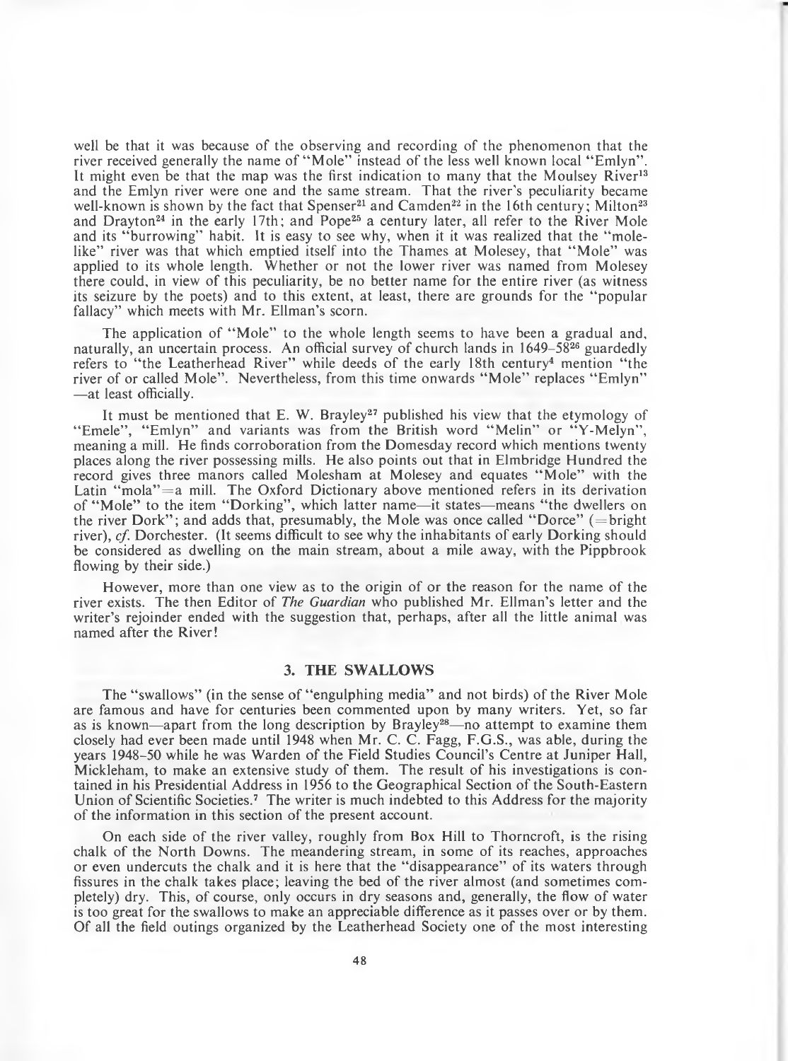well be that it was because of the observing and recording of the phenomenon that the river received generally the name of "Mole" instead of the less well known local "Emlyn". It might even be that the map was the first indication to many that the Moulsey River[13] and the Emlyn river were one and the same stream. That the river's peculiarity became well-known is shown by the fact that Spenser[21] and Camden[22] in the 16th century; Milton[23] and Drayton[24] in the early 17th; and Pope[25] a century later, all refer to the River Mole and its "burrowing" habit. It is easy to see why, when it it was realized that the "mole-like" river was that which emptied itself into the Thames at Molesey, that "Mole" was applied to its whole length. Whether or not the lower river was named from Molesey there could, in view of this peculiarity, be no better name for the entire river (as witness its seizure by the poets) and to this extent, at least, there are grounds for the "popular fallacy" which meets with Mr. Ellman's scorn.

The application of "Mole" to the whole length seems to have been a gradual and, naturally, an uncertain process. An official survey of church lands in 1649–58[26] guardedly refers to "the Leatherhead River" while deeds of the early 18th century[4] mention "the river of or called Mole". Nevertheless, from this time onwards "Mole" replaces "Emlyn" —at least officially.

It must be mentioned that E. W. Brayley[27] published his view that the etymology of "Emele", "Emlyn" and variants was from the British word "Melin" or "Y-Melyn", meaning a mill. He finds corroboration from the Domesday record which mentions twenty places along the river possessing mills. He also points out that in Elmbridge Hundred the record gives three manors called Molesham at Molesey and equates "Mole" with the Latin "mola" = a mill. The Oxford Dictionary above mentioned refers in its derivation of "Mole" to the item "Dorking", which latter name—it states—means "the dwellers on the river Dork"; and adds that, presumably, the Mole was once called "Dorce" (= bright river), *cf.* Dorchester. (It seems difficult to see why the inhabitants of early Dorking should be considered as dwelling on the main stream, about a mile away, with the Pippbrook flowing by their side.)

However, more than one view as to the origin of or the reason for the name of the river exists. The then Editor of *The Guardian* who published Mr. Ellman's letter and the writer's rejoinder ended with the suggestion that, perhaps, after all the little animal was named after the River!

## 3. THE SWALLOWS

The "swallows" (in the sense of "engulphing media" and not birds) of the River Mole are famous and have for centuries been commented upon by many writers. Yet, so far as is known—apart from the long description by Brayley[28]—no attempt to examine them closely had ever been made until 1948 when Mr. C. C. Fagg, F.G.S., was able, during the years 1948–50 while he was Warden of the Field Studies Council's Centre at Juniper Hall, Mickleham, to make an extensive study of them. The result of his investigations is contained in his Presidential Address in 1956 to the Geographical Section of the South-Eastern Union of Scientific Societies.[7] The writer is much indebted to this Address for the majority of the information in this section of the present account.

On each side of the river valley, roughly from Box Hill to Thorncroft, is the rising chalk of the North Downs. The meandering stream, in some of its reaches, approaches or even undercuts the chalk and it is here that the "disappearance" of its waters through fissures in the chalk takes place; leaving the bed of the river almost (and sometimes completely) dry. This, of course, only occurs in dry seasons and, generally, the flow of water is too great for the swallows to make an appreciable difference as it passes over or by them. Of all the field outings organized by the Leatherhead Society one of the most interesting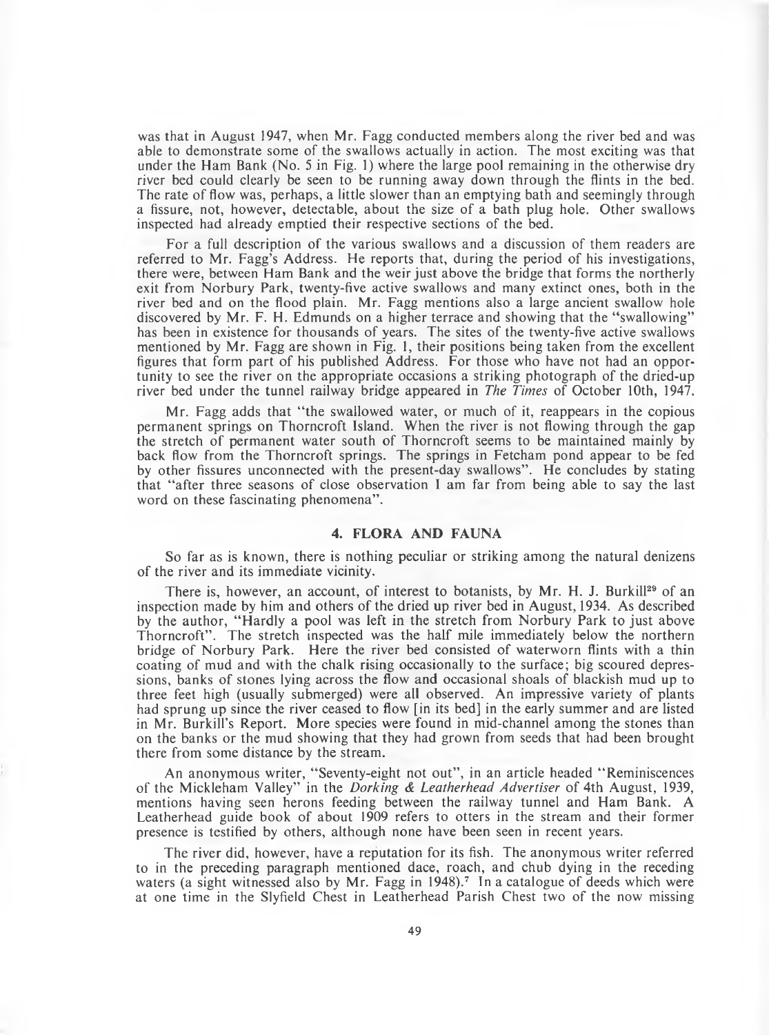was that in August 1947, when Mr. Fagg conducted members along the river bed and was able to demonstrate some of the swallows actually in action. The most exciting was that under the Ham Bank (No. 5 in Fig. 1) where the large pool remaining in the otherwise dry river bed could clearly be seen to be running away down through the flints in the bed. The rate of flow was, perhaps, a little slower than an emptying bath and seemingly through a fissure, not, however, detectable, about the size of a bath plug hole. Other swallows inspected had already emptied their respective sections of the bed.

For a full description of the various swallows and a discussion of them readers are referred to Mr. Fagg's Address. He reports that, during the period of his investigations, there were, between Ham Bank and the weir just above the bridge that forms the northerly exit from Norbury Park, twenty-five active swallows and many extinct ones, both in the river bed and on the flood plain. Mr. Fagg mentions also a large ancient swallow hole discovered by Mr. F. H. Edmunds on a higher terrace and showing that the "swallowing" has been in existence for thousands of years. The sites of the twenty-five active swallows mentioned by Mr. Fagg are shown in Fig. 1, their positions being taken from the excellent figures that form part of his published Address. For those who have not had an opportunity to see the river on the appropriate occasions a striking photograph of the dried-up river bed under the tunnel railway bridge appeared in *The Times* of October 10th, 1947.

Mr. Fagg adds that "the swallowed water, or much of it, reappears in the copious permanent springs on Thorncroft Island. When the river is not flowing through the gap the stretch of permanent water south of Thorncroft seems to be maintained mainly by back flow from the Thorncroft springs. The springs in Fetcham pond appear to be fed by other fissures unconnected with the present-day swallows". He concludes by stating that "after three seasons of close observation I am far from being able to say the last word on these fascinating phenomena".

## 4. FLORA AND FAUNA

So far as is known, there is nothing peculiar or striking among the natural denizens of the river and its immediate vicinity.

There is, however, an account, of interest to botanists, by Mr. H. J. Burkill[29] of an inspection made by him and others of the dried up river bed in August, 1934. As described by the author, "Hardly a pool was left in the stretch from Norbury Park to just above Thorncroft". The stretch inspected was the half mile immediately below the northern bridge of Norbury Park. Here the river bed consisted of waterworn flints with a thin coating of mud and with the chalk rising occasionally to the surface; big scoured depressions, banks of stones lying across the flow and occasional shoals of blackish mud up to three feet high (usually submerged) were all observed. An impressive variety of plants had sprung up since the river ceased to flow [in its bed] in the early summer and are listed in Mr. Burkill's Report. More species were found in mid-channel among the stones than on the banks or the mud showing that they had grown from seeds that had been brought there from some distance by the stream.

An anonymous writer, "Seventy-eight not out", in an article headed "Reminiscences of the Mickleham Valley" in the *Dorking & Leatherhead Advertiser* of 4th August, 1939, mentions having seen herons feeding between the railway tunnel and Ham Bank. A Leatherhead guide book of about 1909 refers to otters in the stream and their former presence is testified by others, although none have been seen in recent years.

The river did, however, have a reputation for its fish. The anonymous writer referred to in the preceding paragraph mentioned dace, roach, and chub dying in the receding waters (a sight witnessed also by Mr. Fagg in 1948).[7] In a catalogue of deeds which were at one time in the Slyfield Chest in Leatherhead Parish Chest two of the now missing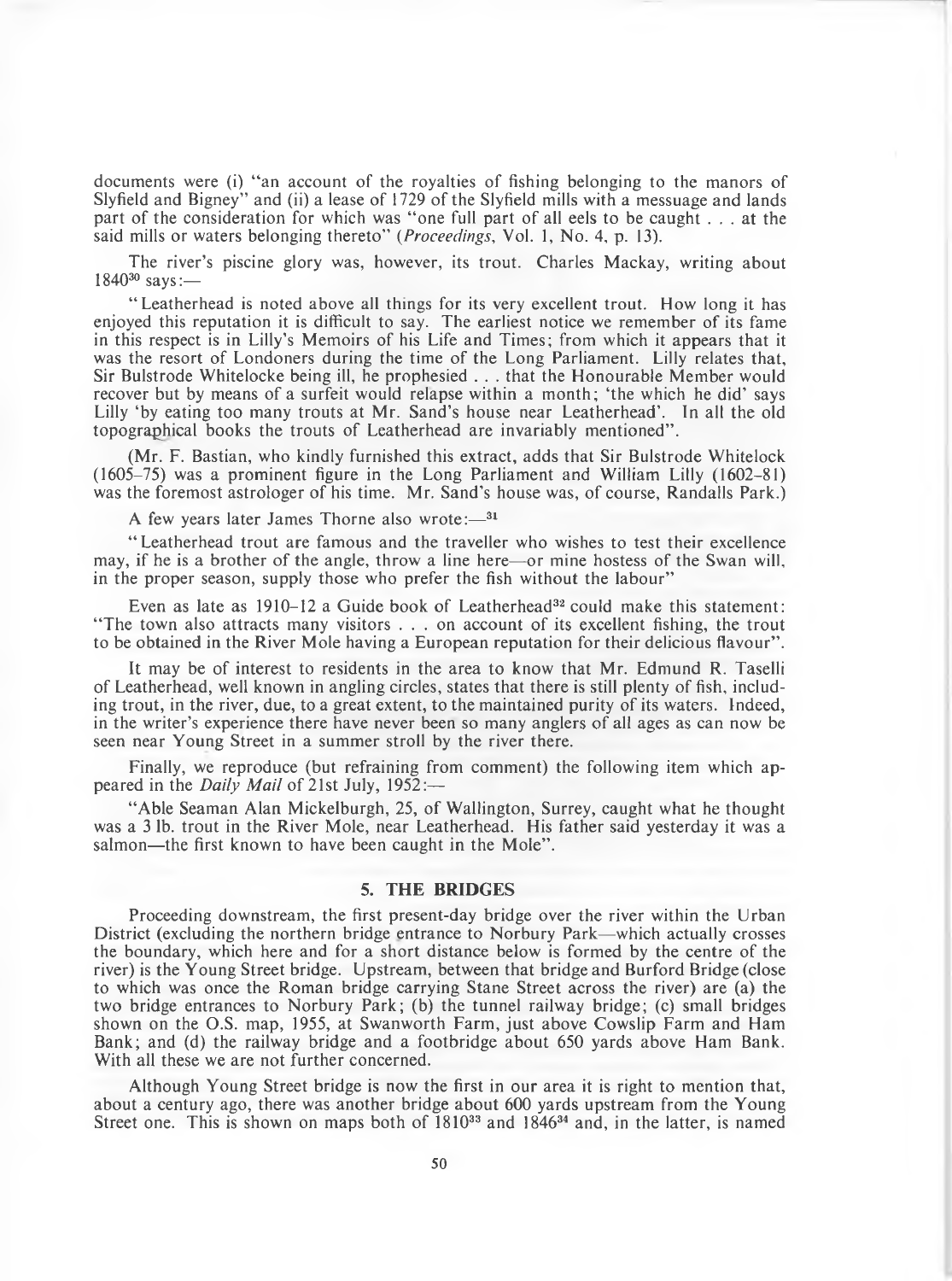documents were (i) "an account of the royalties of fishing belonging to the manors of Slyfield and Bigney" and (ii) a lease of 1729 of the Slyfield mills with a messuage and lands part of the consideration for which was "one full part of all eels to be caught . . . at the said mills or waters belonging thereto" (*Proceedings*, Vol. 1, No. 4, p. 13).

The river's piscine glory was, however, its trout. Charles Mackay, writing about 1840[30] says:—

"Leatherhead is noted above all things for its very excellent trout. How long it has enjoyed this reputation it is difficult to say. The earliest notice we remember of its fame in this respect is in Lilly's Memoirs of his Life and Times; from which it appears that it was the resort of Londoners during the time of the Long Parliament. Lilly relates that, Sir Bulstrode Whitelocke being ill, he prophesied . . . that the Honourable Member would recover but by means of a surfeit would relapse within a month; 'the which he did' says Lilly 'by eating too many trouts at Mr. Sand's house near Leatherhead'. In all the old topographical books the trouts of Leatherhead are invariably mentioned".

(Mr. F. Bastian, who kindly furnished this extract, adds that Sir Bulstrode Whitelock (1605–75) was a prominent figure in the Long Parliament and William Lilly (1602–81) was the foremost astrologer of his time. Mr. Sand's house was, of course, Randalls Park.)

A few years later James Thorne also wrote:—[31]

"Leatherhead trout are famous and the traveller who wishes to test their excellence may, if he is a brother of the angle, throw a line here—or mine hostess of the Swan will, in the proper season, supply those who prefer the fish without the labour"

Even as late as 1910–12 a Guide book of Leatherhead[32] could make this statement: "The town also attracts many visitors . . . on account of its excellent fishing, the trout to be obtained in the River Mole having a European reputation for their delicious flavour".

It may be of interest to residents in the area to know that Mr. Edmund R. Taselli of Leatherhead, well known in angling circles, states that there is still plenty of fish, including trout, in the river, due, to a great extent, to the maintained purity of its waters. Indeed, in the writer's experience there have never been so many anglers of all ages as can now be seen near Young Street in a summer stroll by the river there.

Finally, we reproduce (but refraining from comment) the following item which appeared in the *Daily Mail* of 21st July, 1952:—

"Able Seaman Alan Mickelburgh, 25, of Wallington, Surrey, caught what he thought was a 3 lb. trout in the River Mole, near Leatherhead. His father said yesterday it was a salmon—the first known to have been caught in the Mole".

## 5. THE BRIDGES

Proceeding downstream, the first present-day bridge over the river within the Urban District (excluding the northern bridge entrance to Norbury Park—which actually crosses the boundary, which here and for a short distance below is formed by the centre of the river) is the Young Street bridge. Upstream, between that bridge and Burford Bridge (close to which was once the Roman bridge carrying Stane Street across the river) are (a) the two bridge entrances to Norbury Park; (b) the tunnel railway bridge; (c) small bridges shown on the O.S. map, 1955, at Swanworth Farm, just above Cowslip Farm and Ham Bank; and (d) the railway bridge and a footbridge about 650 yards above Ham Bank. With all these we are not further concerned.

Although Young Street bridge is now the first in our area it is right to mention that, about a century ago, there was another bridge about 600 yards upstream from the Young Street one. This is shown on maps both of 1810[33] and 1846[34] and, in the latter, is named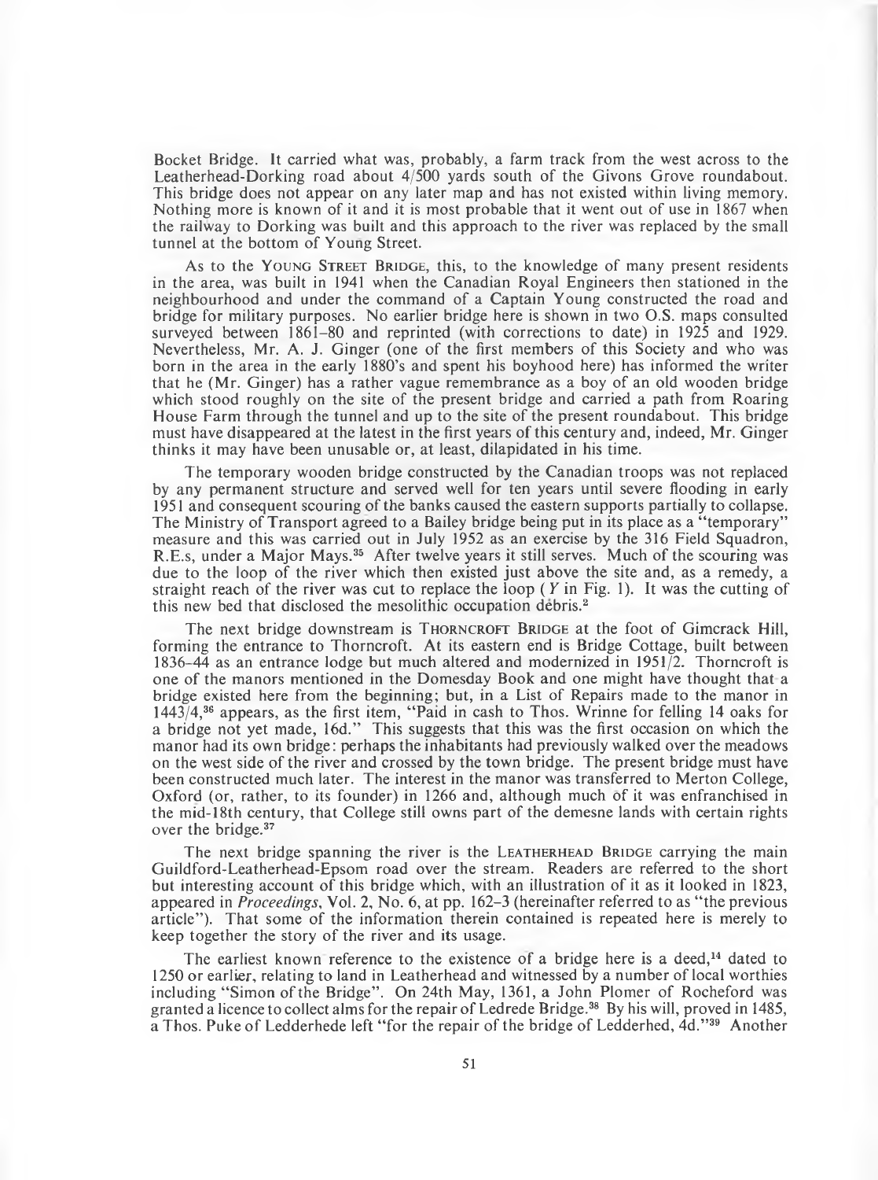Bocket Bridge. It carried what was, probably, a farm track from the west across to the Leatherhead-Dorking road about 4/500 yards south of the Givons Grove roundabout. This bridge does not appear on any later map and has not existed within living memory. Nothing more is known of it and it is most probable that it went out of use in 1867 when the railway to Dorking was built and this approach to the river was replaced by the small tunnel at the bottom of Young Street.

As to the YOUNG STREET BRIDGE, this, to the knowledge of many present residents in the area, was built in 1941 when the Canadian Royal Engineers then stationed in the neighbourhood and under the command of a Captain Young constructed the road and bridge for military purposes. No earlier bridge here is shown in two O.S. maps consulted surveyed between 1861–80 and reprinted (with corrections to date) in 1925 and 1929. Nevertheless, Mr. A. J. Ginger (one of the first members of this Society and who was born in the area in the early 1880's and spent his boyhood here) has informed the writer that he (Mr. Ginger) has a rather vague remembrance as a boy of an old wooden bridge which stood roughly on the site of the present bridge and carried a path from Roaring House Farm through the tunnel and up to the site of the present roundabout. This bridge must have disappeared at the latest in the first years of this century and, indeed, Mr. Ginger thinks it may have been unusable or, at least, dilapidated in his time.

The temporary wooden bridge constructed by the Canadian troops was not replaced by any permanent structure and served well for ten years until severe flooding in early 1951 and consequent scouring of the banks caused the eastern supports partially to collapse. The Ministry of Transport agreed to a Bailey bridge being put in its place as a "temporary" measure and this was carried out in July 1952 as an exercise by the 316 Field Squadron, R.E.s, under a Major Mays.[35] After twelve years it still serves. Much of the scouring was due to the loop of the river which then existed just above the site and, as a remedy, a straight reach of the river was cut to replace the loop (*Y* in Fig. 1). It was the cutting of this new bed that disclosed the mesolithic occupation débris.[2]

The next bridge downstream is THORNCROFT BRIDGE at the foot of Gimcrack Hill, forming the entrance to Thorncroft. At its eastern end is Bridge Cottage, built between 1836–44 as an entrance lodge but much altered and modernized in 1951/2. Thorncroft is one of the manors mentioned in the Domesday Book and one might have thought that a bridge existed here from the beginning; but, in a List of Repairs made to the manor in 1443/4,[36] appears, as the first item, "Paid in cash to Thos. Wrinne for felling 14 oaks for a bridge not yet made, 16d." This suggests that this was the first occasion on which the manor had its own bridge: perhaps the inhabitants had previously walked over the meadows on the west side of the river and crossed by the town bridge. The present bridge must have been constructed much later. The interest in the manor was transferred to Merton College, Oxford (or, rather, to its founder) in 1266 and, although much of it was enfranchised in the mid-18th century, that College still owns part of the demesne lands with certain rights over the bridge.[37]

The next bridge spanning the river is the LEATHERHEAD BRIDGE carrying the main Guildford-Leatherhead-Epsom road over the stream. Readers are referred to the short but interesting account of this bridge which, with an illustration of it as it looked in 1823, appeared in *Proceedings*, Vol. 2, No. 6, at pp. 162–3 (hereinafter referred to as "the previous article"). That some of the information therein contained is repeated here is merely to keep together the story of the river and its usage.

The earliest known reference to the existence of a bridge here is a deed,[14] dated to 1250 or earlier, relating to land in Leatherhead and witnessed by a number of local worthies including "Simon of the Bridge". On 24th May, 1361, a John Plomer of Rocheford was granted a licence to collect alms for the repair of Ledrede Bridge.[38] By his will, proved in 1485, a Thos. Puke of Ledderhede left "for the repair of the bridge of Ledderhed, 4d."[39] Another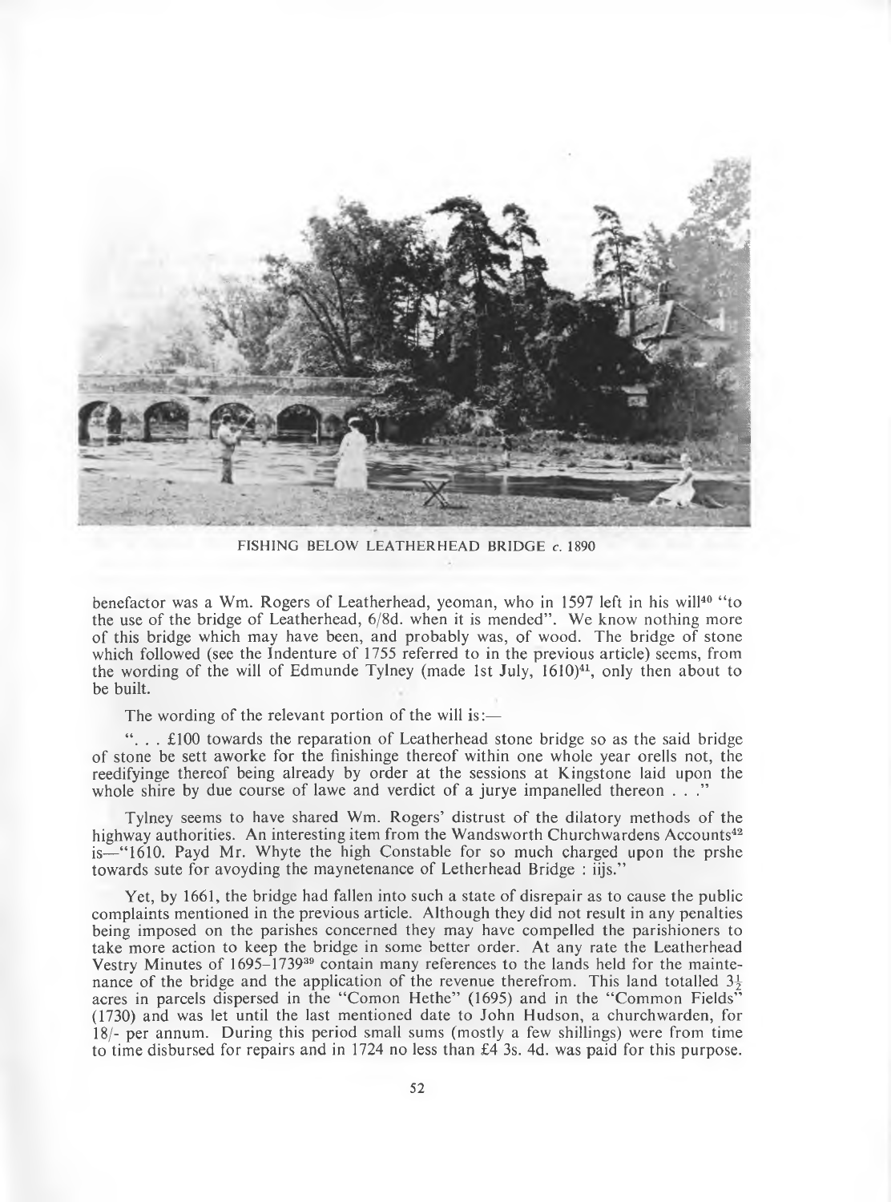FISHING BELOW LEATHERHEAD BRIDGE *c.* 1890

benefactor was a Wm. Rogers of Leatherhead, yeoman, who in 1597 left in his will[40] "to the use of the bridge of Leatherhead, 6/8d. when it is mended". We know nothing more of this bridge which may have been, and probably was, of wood. The bridge of stone which followed (see the Indenture of 1755 referred to in the previous article) seems, from the wording of the will of Edmunde Tylney (made 1st July, 1610)[41], only then about to be built.

The wording of the relevant portion of the will is:—

". . . £100 towards the reparation of Leatherhead stone bridge so as the said bridge of stone be sett aworke for the finishinge thereof within one whole year orells not, the reedifyinge thereof being already by order at the sessions at Kingstone laid upon the whole shire by due course of lawe and verdict of a jurye impanelled thereon . . ."

Tylney seems to have shared Wm. Rogers' distrust of the dilatory methods of the highway authorities. An interesting item from the Wandsworth Churchwardens Accounts[42] is—"1610. Payd Mr. Whyte the high Constable for so much charged upon the prshe towards sute for avoyding the maynetenance of Letherhead Bridge : iijs."

Yet, by 1661, the bridge had fallen into such a state of disrepair as to cause the public complaints mentioned in the previous article. Although they did not result in any penalties being imposed on the parishes concerned they may have compelled the parishioners to take more action to keep the bridge in some better order. At any rate the Leatherhead Vestry Minutes of 1695–1739[39] contain many references to the lands held for the maintenance of the bridge and the application of the revenue therefrom. This land totalled 3½ acres in parcels dispersed in the "Comon Hethe" (1695) and in the "Common Fields" (1730) and was let until the last mentioned date to John Hudson, a churchwarden, for 18/- per annum. During this period small sums (mostly a few shillings) were from time to time disbursed for repairs and in 1724 no less than £4 3s. 4d. was paid for this purpose.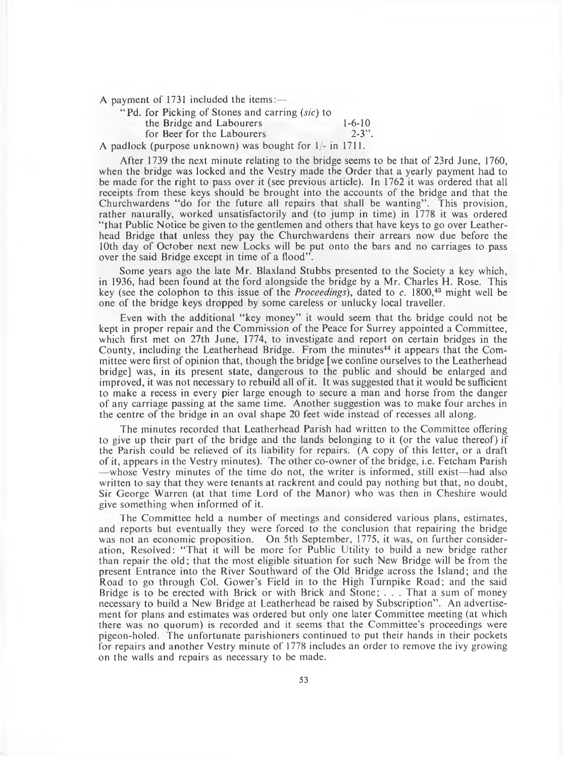A payment of 1731 included the items:—

"Pd. for Picking of Stones and carring (*sic*) to the Bridge and Labourers 1-6-10
for Beer for the Labourers 2-3".

A padlock (purpose unknown) was bought for 1/- in 1711.

After 1739 the next minute relating to the bridge seems to be that of 23rd June, 1760, when the bridge was locked and the Vestry made the Order that a yearly payment had to be made for the right to pass over it (see previous article). In 1762 it was ordered that all receipts from these keys should be brought into the accounts of the bridge and that the Churchwardens "do for the future all repairs that shall be wanting". This provision, rather naturally, worked unsatisfactorily and (to jump in time) in 1778 it was ordered "that Public Notice be given to the gentlemen and others that have keys to go over Leatherhead Bridge that unless they pay the Churchwardens their arrears now due before the 10th day of October next new Locks will be put onto the bars and no carriages to pass over the said Bridge except in time of a flood".

Some years ago the late Mr. Blaxland Stubbs presented to the Society a key which, in 1936, had been found at the ford alongside the bridge by a Mr. Charles H. Rose. This key (see the colophon to this issue of the *Proceedings*), dated to *c.* 1800,[43] might well be one of the bridge keys dropped by some careless or unlucky local traveller.

Even with the additional "key money" it would seem that the bridge could not be kept in proper repair and the Commission of the Peace for Surrey appointed a Committee, which first met on 27th June, 1774, to investigate and report on certain bridges in the County, including the Leatherhead Bridge. From the minutes[44] it appears that the Committee were first of opinion that, though the bridge [we confine ourselves to the Leatherhead bridge] was, in its present state, dangerous to the public and should be enlarged and improved, it was not necessary to rebuild all of it. It was suggested that it would be sufficient to make a recess in every pier large enough to secure a man and horse from the danger of any carriage passing at the same time. Another suggestion was to make four arches in the centre of the bridge in an oval shape 20 feet wide instead of recesses all along.

The minutes recorded that Leatherhead Parish had written to the Committee offering to give up their part of the bridge and the lands belonging to it (or the value thereof) if the Parish could be relieved of its liability for repairs. (A copy of this letter, or a draft of it, appears in the Vestry minutes). The other co-owner of the bridge, i.e. Fetcham Parish —whose Vestry minutes of the time do not, the writer is informed, still exist—had also written to say that they were tenants at rackrent and could pay nothing but that, no doubt, Sir George Warren (at that time Lord of the Manor) who was then in Cheshire would give something when informed of it.

The Committee held a number of meetings and considered various plans, estimates, and reports but eventually they were forced to the conclusion that repairing the bridge was not an economic proposition. On 5th September, 1775, it was, on further consideration, Resolved: "That it will be more for Public Utility to build a new bridge rather than repair the old; that the most eligible situation for such New Bridge will be from the present Entrance into the River Southward of the Old Bridge across the Island; and the Road to go through Col. Gower's Field in to the High Turnpike Road; and the said Bridge is to be erected with Brick or with Brick and Stone; . . . That a sum of money necessary to build a New Bridge at Leatherhead be raised by Subscription". An advertisement for plans and estimates was ordered but only one later Committee meeting (at which there was no quorum) is recorded and it seems that the Committee's proceedings were pigeon-holed. The unfortunate parishioners continued to put their hands in their pockets for repairs and another Vestry minute of 1778 includes an order to remove the ivy growing on the walls and repairs as necessary to be made.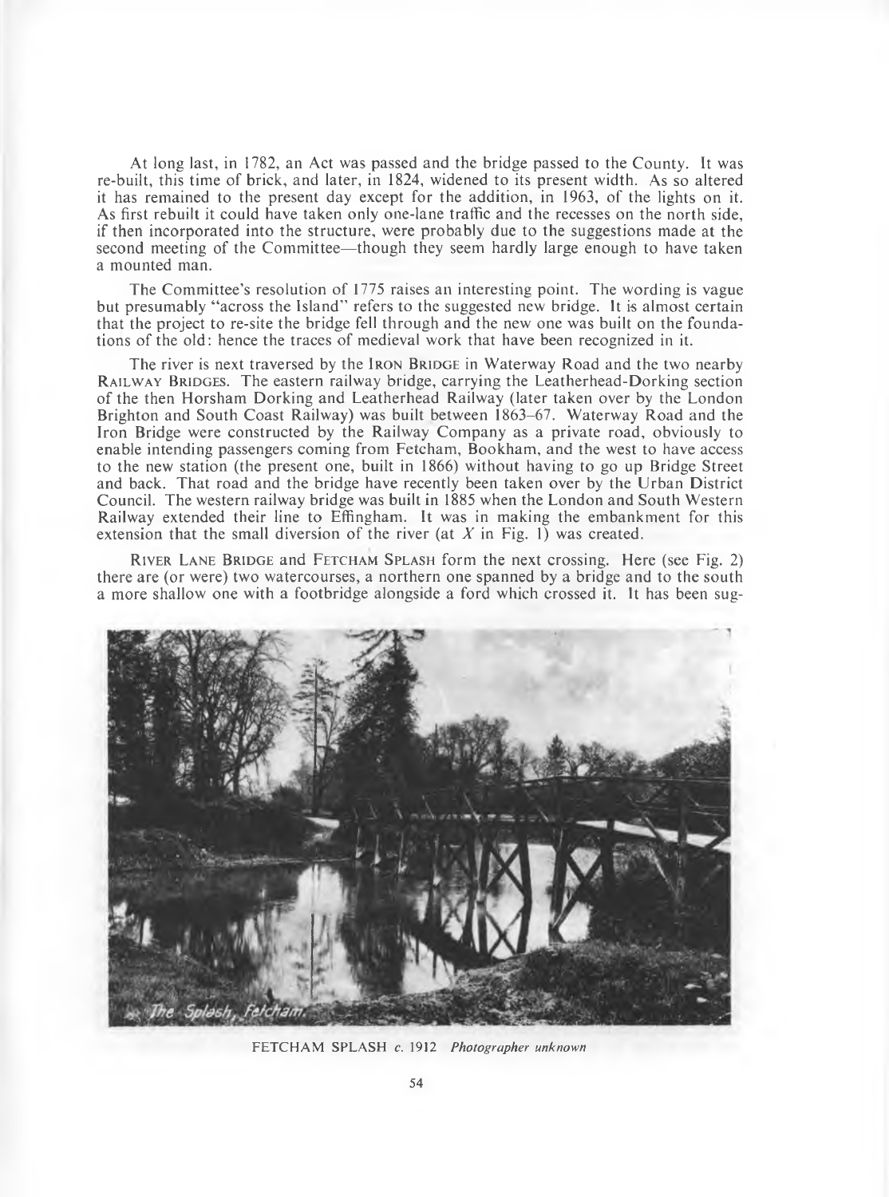At long last, in 1782, an Act was passed and the bridge passed to the County. It was re-built, this time of brick, and later, in 1824, widened to its present width. As so altered it has remained to the present day except for the addition, in 1963, of the lights on it. As first rebuilt it could have taken only one-lane traffic and the recesses on the north side, if then incorporated into the structure, were probably due to the suggestions made at the second meeting of the Committee—though they seem hardly large enough to have taken a mounted man.

The Committee's resolution of 1775 raises an interesting point. The wording is vague but presumably "across the Island" refers to the suggested new bridge. It is almost certain that the project to re-site the bridge fell through and the new one was built on the foundations of the old: hence the traces of medieval work that have been recognized in it.

The river is next traversed by the IRON BRIDGE in Waterway Road and the two nearby RAILWAY BRIDGES. The eastern railway bridge, carrying the Leatherhead-Dorking section of the then Horsham Dorking and Leatherhead Railway (later taken over by the London Brighton and South Coast Railway) was built between 1863–67. Waterway Road and the Iron Bridge were constructed by the Railway Company as a private road, obviously to enable intending passengers coming from Fetcham, Bookham, and the west to have access to the new station (the present one, built in 1866) without having to go up Bridge Street and back. That road and the bridge have recently been taken over by the Urban District Council. The western railway bridge was built in 1885 when the London and South Western Railway extended their line to Effingham. It was in making the embankment for this extension that the small diversion of the river (at *X* in Fig. 1) was created.

RIVER LANE BRIDGE and FETCHAM SPLASH form the next crossing. Here (see Fig. 2) there are (or were) two watercourses, a northern one spanned by a bridge and to the south a more shallow one with a footbridge alongside a ford which crossed it. It has been sug-

FETCHAM SPLASH *c.* 1912 *Photographer unknown*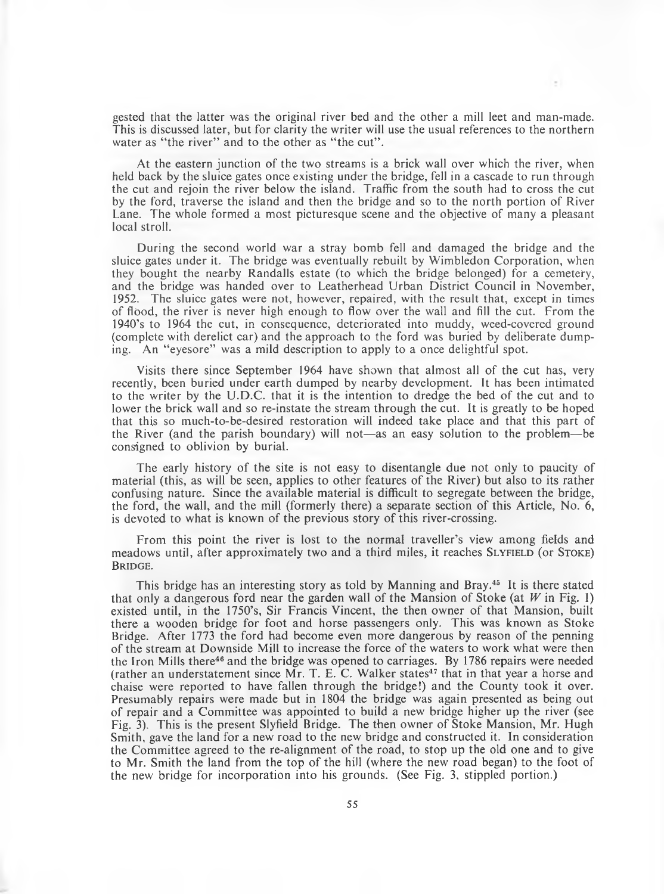gested that the latter was the original river bed and the other a mill leet and man-made. This is discussed later, but for clarity the writer will use the usual references to the northern water as "the river" and to the other as "the cut".

At the eastern junction of the two streams is a brick wall over which the river, when held back by the sluice gates once existing under the bridge, fell in a cascade to run through the cut and rejoin the river below the island. Traffic from the south had to cross the cut by the ford, traverse the island and then the bridge and so to the north portion of River Lane. The whole formed a most picturesque scene and the objective of many a pleasant local stroll.

During the second world war a stray bomb fell and damaged the bridge and the sluice gates under it. The bridge was eventually rebuilt by Wimbledon Corporation, when they bought the nearby Randalls estate (to which the bridge belonged) for a cemetery, and the bridge was handed over to Leatherhead Urban District Council in November, 1952. The sluice gates were not, however, repaired, with the result that, except in times of flood, the river is never high enough to flow over the wall and fill the cut. From the 1940's to 1964 the cut, in consequence, deteriorated into muddy, weed-covered ground (complete with derelict car) and the approach to the ford was buried by deliberate dumping. An "eyesore" was a mild description to apply to a once delightful spot.

Visits there since September 1964 have shown that almost all of the cut has, very recently, been buried under earth dumped by nearby development. It has been intimated to the writer by the U.D.C. that it is the intention to dredge the bed of the cut and to lower the brick wall and so re-instate the stream through the cut. It is greatly to be hoped that this so much-to-be-desired restoration will indeed take place and that this part of the River (and the parish boundary) will not—as an easy solution to the problem—be consigned to oblivion by burial.

The early history of the site is not easy to disentangle due not only to paucity of material (this, as will be seen, applies to other features of the River) but also to its rather confusing nature. Since the available material is difficult to segregate between the bridge, the ford, the wall, and the mill (formerly there) a separate section of this Article, No. 6, is devoted to what is known of the previous story of this river-crossing.

From this point the river is lost to the normal traveller's view among fields and meadows until, after approximately two and a third miles, it reaches SLYFIELD (or STOKE) BRIDGE.

This bridge has an interesting story as told by Manning and Bray.[45] It is there stated that only a dangerous ford near the garden wall of the Mansion of Stoke (at *W* in Fig. 1) existed until, in the 1750's, Sir Francis Vincent, the then owner of that Mansion, built there a wooden bridge for foot and horse passengers only. This was known as Stoke Bridge. After 1773 the ford had become even more dangerous by reason of the penning of the stream at Downside Mill to increase the force of the waters to work what were then the Iron Mills there[46] and the bridge was opened to carriages. By 1786 repairs were needed (rather an understatement since Mr. T. E. C. Walker states[47] that in that year a horse and chaise were reported to have fallen through the bridge!) and the County took it over. Presumably repairs were made but in 1804 the bridge was again presented as being out of repair and a Committee was appointed to build a new bridge higher up the river (see Fig. 3). This is the present Slyfield Bridge. The then owner of Stoke Mansion, Mr. Hugh Smith, gave the land for a new road to the new bridge and constructed it. In consideration the Committee agreed to the re-alignment of the road, to stop up the old one and to give to Mr. Smith the land from the top of the hill (where the new road began) to the foot of the new bridge for incorporation into his grounds. (See Fig. 3, stippled portion.)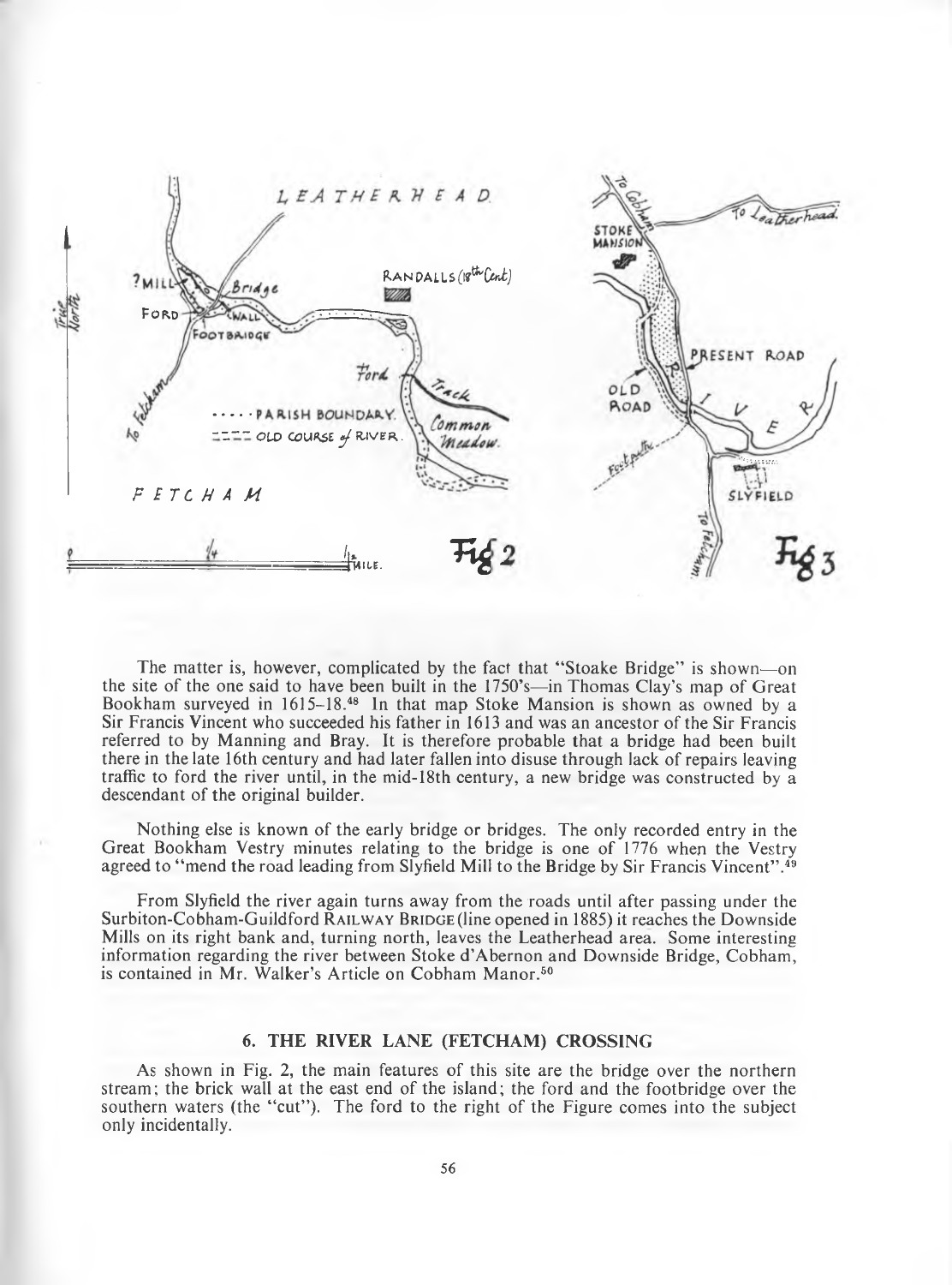The matter is, however, complicated by the fact that "Stoake Bridge" is shown—on the site of the one said to have been built in the 1750's—in Thomas Clay's map of Great Bookham surveyed in 1615–18.[48] In that map Stoke Mansion is shown as owned by a Sir Francis Vincent who succeeded his father in 1613 and was an ancestor of the Sir Francis referred to by Manning and Bray. It is therefore probable that a bridge had been built there in the late 16th century and had later fallen into disuse through lack of repairs leaving traffic to ford the river until, in the mid-18th century, a new bridge was constructed by a descendant of the original builder.

Nothing else is known of the early bridge or bridges. The only recorded entry in the Great Bookham Vestry minutes relating to the bridge is one of 1776 when the Vestry agreed to "mend the road leading from Slyfield Mill to the Bridge by Sir Francis Vincent".[49]

From Slyfield the river again turns away from the roads until after passing under the Surbiton-Cobham-Guildford RAILWAY BRIDGE (line opened in 1885) it reaches the Downside Mills on its right bank and, turning north, leaves the Leatherhead area. Some interesting information regarding the river between Stoke d'Abernon and Downside Bridge, Cobham, is contained in Mr. Walker's Article on Cobham Manor.[50]

## 6. THE RIVER LANE (FETCHAM) CROSSING

As shown in Fig. 2, the main features of this site are the bridge over the northern stream; the brick wall at the east end of the island; the ford and the footbridge over the southern waters (the "cut"). The ford to the right of the Figure comes into the subject only incidentally.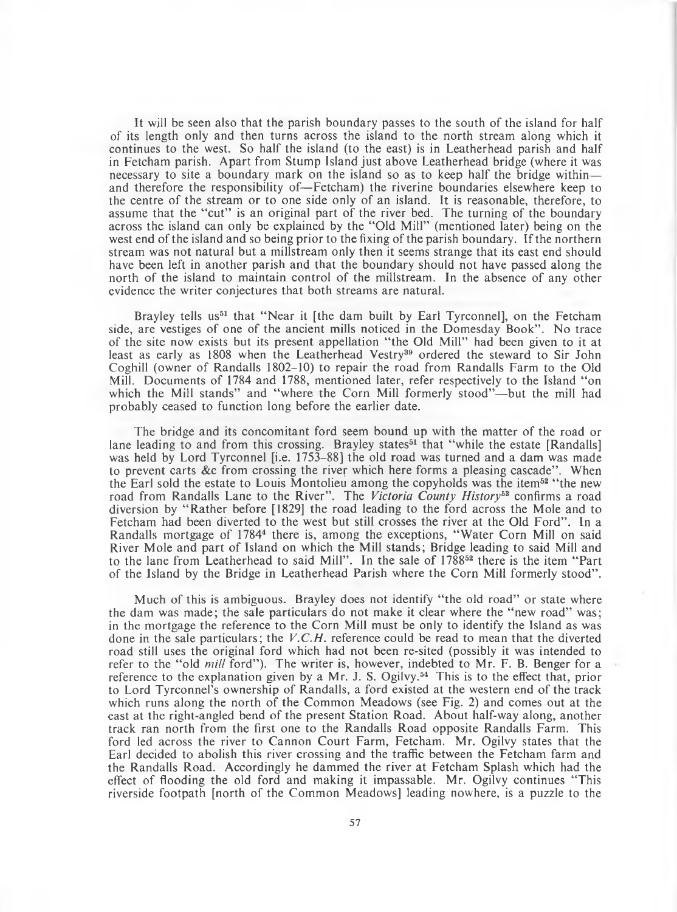It will be seen also that the parish boundary passes to the south of the island for half of its length only and then turns across the island to the north stream along which it continues to the west. So half the island (to the east) is in Leatherhead parish and half in Fetcham parish. Apart from Stump Island just above Leatherhead bridge (where it was necessary to site a boundary mark on the island so as to keep half the bridge within—and therefore the responsibility of—Fetcham) the riverine boundaries elsewhere keep to the centre of the stream or to one side only of an island. It is reasonable, therefore, to assume that the "cut" is an original part of the river bed. The turning of the boundary across the island can only be explained by the "Old Mill" (mentioned later) being on the west end of the island and so being prior to the fixing of the parish boundary. If the northern stream was not natural but a millstream only then it seems strange that its east end should have been left in another parish and that the boundary should not have passed along the north of the island to maintain control of the millstream. In the absence of any other evidence the writer conjectures that both streams are natural.

Brayley tells us[51] that "Near it [the dam built by Earl Tyrconnel], on the Fetcham side, are vestiges of one of the ancient mills noticed in the Domesday Book". No trace of the site now exists but its present appellation "the Old Mill" had been given to it at least as early as 1808 when the Leatherhead Vestry[39] ordered the steward to Sir John Coghill (owner of Randalls 1802–10) to repair the road from Randalls Farm to the Old Mill. Documents of 1784 and 1788, mentioned later, refer respectively to the Island "on which the Mill stands" and "where the Corn Mill formerly stood"—but the mill had probably ceased to function long before the earlier date.

The bridge and its concomitant ford seem bound up with the matter of the road or lane leading to and from this crossing. Brayley states[51] that "while the estate [Randalls] was held by Lord Tyrconnel [i.e. 1753–88] the old road was turned and a dam was made to prevent carts &c from crossing the river which here forms a pleasing cascade". When the Earl sold the estate to Louis Montolieu among the copyholds was the item[52] "the new road from Randalls Lane to the River". The *Victoria County History*[53] confirms a road diversion by "Rather before [1829] the road leading to the ford across the Mole and to Fetcham had been diverted to the west but still crosses the river at the Old Ford". In a Randalls mortgage of 1784[4] there is, among the exceptions, "Water Corn Mill on said River Mole and part of Island on which the Mill stands; Bridge leading to said Mill and to the lane from Leatherhead to said Mill". In the sale of 1788[52] there is the item "Part of the Island by the Bridge in Leatherhead Parish where the Corn Mill formerly stood".

Much of this is ambiguous. Brayley does not identify "the old road" or state where the dam was made; the sale particulars do not make it clear where the "new road" was; in the mortgage the reference to the Corn Mill must be only to identify the Island as was done in the sale particulars; the *V.C.H.* reference could be read to mean that the diverted road still uses the original ford which had not been re-sited (possibly it was intended to refer to the "old *mill* ford"). The writer is, however, indebted to Mr. F. B. Benger for a reference to the explanation given by a Mr. J. S. Ogilvy.[54] This is to the effect that, prior to Lord Tyrconnel's ownership of Randalls, a ford existed at the western end of the track which runs along the north of the Common Meadows (see Fig. 2) and comes out at the east at the right-angled bend of the present Station Road. About half-way along, another track ran north from the first one to the Randalls Road opposite Randalls Farm. This ford led across the river to Cannon Court Farm, Fetcham. Mr. Ogilvy states that the Earl decided to abolish this river crossing and the traffic between the Fetcham farm and the Randalls Road. Accordingly he dammed the river at Fetcham Splash which had the effect of flooding the old ford and making it impassable. Mr. Ogilvy continues "This riverside footpath [north of the Common Meadows] leading nowhere, is a puzzle to the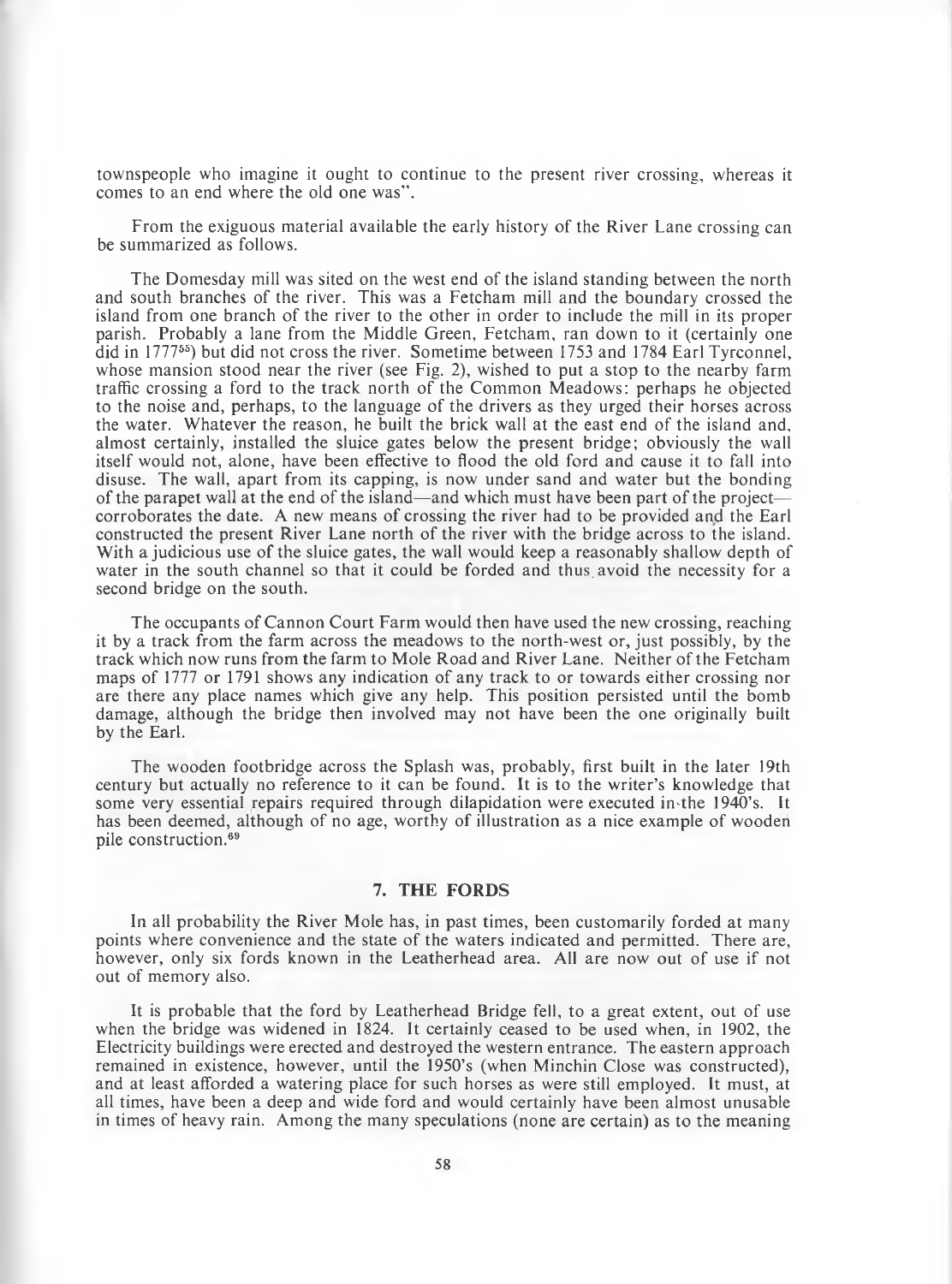townspeople who imagine it ought to continue to the present river crossing, whereas it comes to an end where the old one was".

From the exiguous material available the early history of the River Lane crossing can be summarized as follows.

The Domesday mill was sited on the west end of the island standing between the north and south branches of the river. This was a Fetcham mill and the boundary crossed the island from one branch of the river to the other in order to include the mill in its proper parish. Probably a lane from the Middle Green, Fetcham, ran down to it (certainly one did in 1777[55]) but did not cross the river. Sometime between 1753 and 1784 Earl Tyrconnel, whose mansion stood near the river (see Fig. 2), wished to put a stop to the nearby farm traffic crossing a ford to the track north of the Common Meadows: perhaps he objected to the noise and, perhaps, to the language of the drivers as they urged their horses across the water. Whatever the reason, he built the brick wall at the east end of the island and, almost certainly, installed the sluice gates below the present bridge; obviously the wall itself would not, alone, have been effective to flood the old ford and cause it to fall into disuse. The wall, apart from its capping, is now under sand and water but the bonding of the parapet wall at the end of the island—and which must have been part of the project—corroborates the date. A new means of crossing the river had to be provided and the Earl constructed the present River Lane north of the river with the bridge across to the island. With a judicious use of the sluice gates, the wall would keep a reasonably shallow depth of water in the south channel so that it could be forded and thus avoid the necessity for a second bridge on the south.

The occupants of Cannon Court Farm would then have used the new crossing, reaching it by a track from the farm across the meadows to the north-west or, just possibly, by the track which now runs from the farm to Mole Road and River Lane. Neither of the Fetcham maps of 1777 or 1791 shows any indication of any track to or towards either crossing nor are there any place names which give any help. This position persisted until the bomb damage, although the bridge then involved may not have been the one originally built by the Earl.

The wooden footbridge across the Splash was, probably, first built in the later 19th century but actually no reference to it can be found. It is to the writer's knowledge that some very essential repairs required through dilapidation were executed in the 1940's. It has been deemed, although of no age, worthy of illustration as a nice example of wooden pile construction.[69]

## 7. THE FORDS

In all probability the River Mole has, in past times, been customarily forded at many points where convenience and the state of the waters indicated and permitted. There are, however, only six fords known in the Leatherhead area. All are now out of use if not out of memory also.

It is probable that the ford by Leatherhead Bridge fell, to a great extent, out of use when the bridge was widened in 1824. It certainly ceased to be used when, in 1902, the Electricity buildings were erected and destroyed the western entrance. The eastern approach remained in existence, however, until the 1950's (when Minchin Close was constructed), and at least afforded a watering place for such horses as were still employed. It must, at all times, have been a deep and wide ford and would certainly have been almost unusable in times of heavy rain. Among the many speculations (none are certain) as to the meaning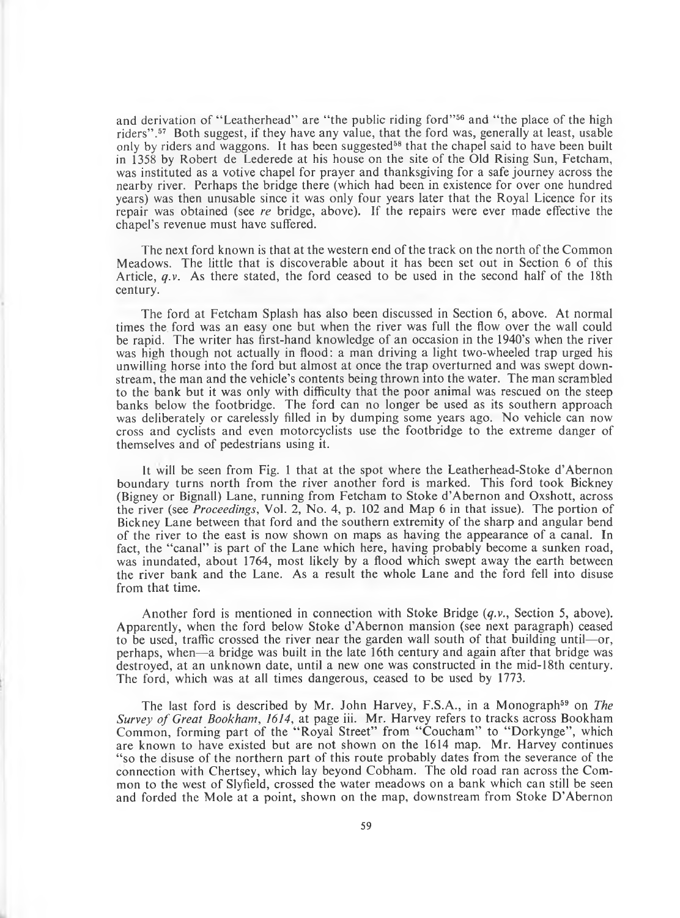and derivation of "Leatherhead" are "the public riding ford"[56] and "the place of the high riders".[57] Both suggest, if they have any value, that the ford was, generally at least, usable only by riders and waggons. It has been suggested[58] that the chapel said to have been built in 1358 by Robert de Lederede at his house on the site of the Old Rising Sun, Fetcham, was instituted as a votive chapel for prayer and thanksgiving for a safe journey across the nearby river. Perhaps the bridge there (which had been in existence for over one hundred years) was then unusable since it was only four years later that the Royal Licence for its repair was obtained (see *re* bridge, above). If the repairs were ever made effective the chapel's revenue must have suffered.

The next ford known is that at the western end of the track on the north of the Common Meadows. The little that is discoverable about it has been set out in Section 6 of this Article, *q.v.* As there stated, the ford ceased to be used in the second half of the 18th century.

The ford at Fetcham Splash has also been discussed in Section 6, above. At normal times the ford was an easy one but when the river was full the flow over the wall could be rapid. The writer has first-hand knowledge of an occasion in the 1940's when the river was high though not actually in flood: a man driving a light two-wheeled trap urged his unwilling horse into the ford but almost at once the trap overturned and was swept downstream, the man and the vehicle's contents being thrown into the water. The man scrambled to the bank but it was only with difficulty that the poor animal was rescued on the steep banks below the footbridge. The ford can no longer be used as its southern approach was deliberately or carelessly filled in by dumping some years ago. No vehicle can now cross and cyclists and even motorcyclists use the footbridge to the extreme danger of themselves and of pedestrians using it.

It will be seen from Fig. 1 that at the spot where the Leatherhead-Stoke d'Abernon boundary turns north from the river another ford is marked. This ford took Bickney (Bigney or Bignall) Lane, running from Fetcham to Stoke d'Abernon and Oxshott, across the river (see *Proceedings*, Vol. 2, No. 4, p. 102 and Map 6 in that issue). The portion of Bickney Lane between that ford and the southern extremity of the sharp and angular bend of the river to the east is now shown on maps as having the appearance of a canal. In fact, the "canal" is part of the Lane which here, having probably become a sunken road, was inundated, about 1764, most likely by a flood which swept away the earth between the river bank and the Lane. As a result the whole Lane and the ford fell into disuse from that time.

Another ford is mentioned in connection with Stoke Bridge (*q.v.*, Section 5, above). Apparently, when the ford below Stoke d'Abernon mansion (see next paragraph) ceased to be used, traffic crossed the river near the garden wall south of that building until—or, perhaps, when—a bridge was built in the late 16th century and again after that bridge was destroyed, at an unknown date, until a new one was constructed in the mid-18th century. The ford, which was at all times dangerous, ceased to be used by 1773.

The last ford is described by Mr. John Harvey, F.S.A., in a Monograph[59] on *The Survey of Great Bookham, 1614*, at page iii. Mr. Harvey refers to tracks across Bookham Common, forming part of the "Royal Street" from "Coucham" to "Dorkynge", which are known to have existed but are not shown on the 1614 map. Mr. Harvey continues "so the disuse of the northern part of this route probably dates from the severance of the connection with Chertsey, which lay beyond Cobham. The old road ran across the Common to the west of Slyfield, crossed the water meadows on a bank which can still be seen and forded the Mole at a point, shown on the map, downstream from Stoke D'Abernon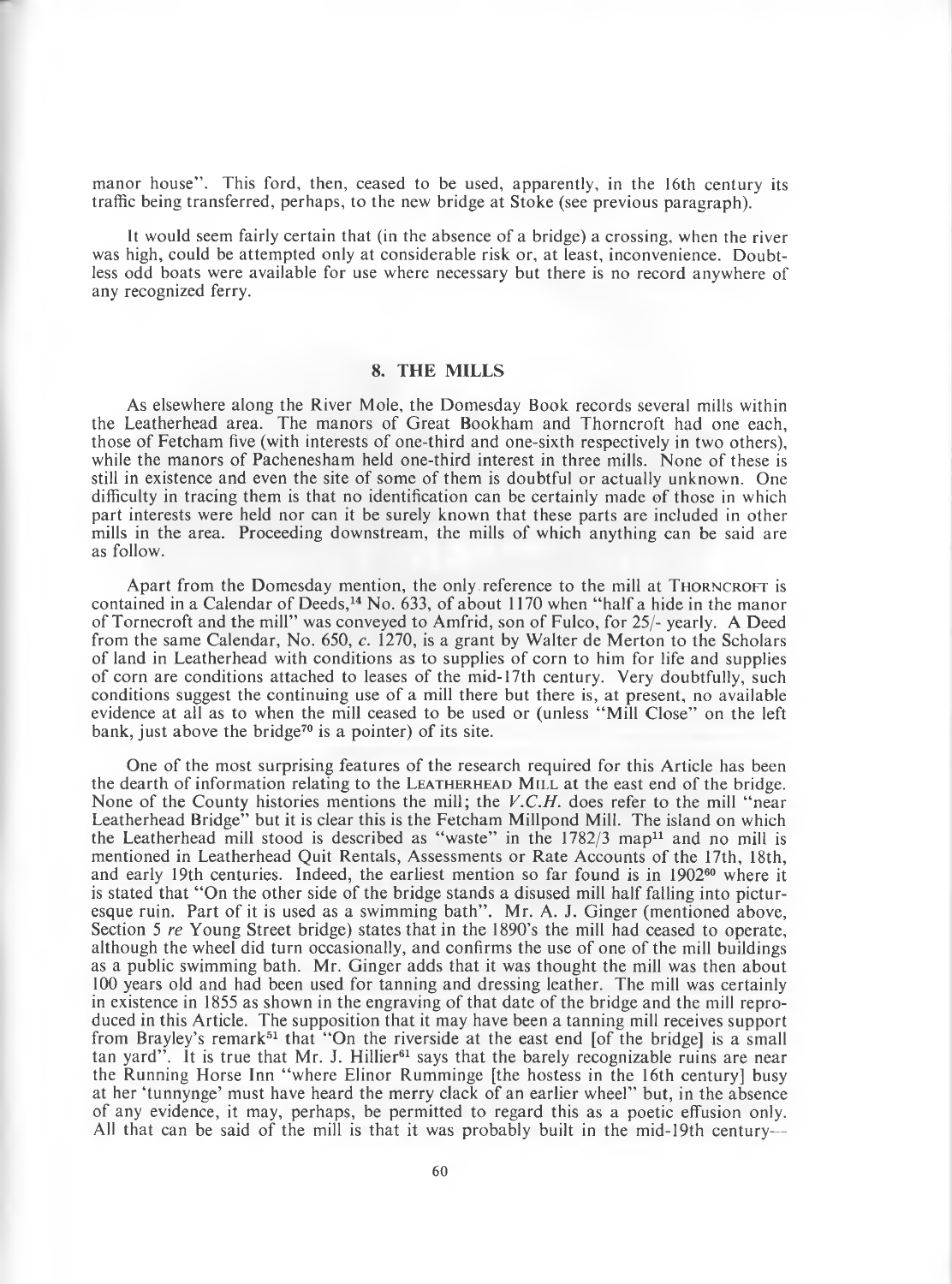manor house". This ford, then, ceased to be used, apparently, in the 16th century its traffic being transferred, perhaps, to the new bridge at Stoke (see previous paragraph).

It would seem fairly certain that (in the absence of a bridge) a crossing, when the river was high, could be attempted only at considerable risk or, at least, inconvenience. Doubtless odd boats were available for use where necessary but there is no record anywhere of any recognized ferry.

## 8. THE MILLS

As elsewhere along the River Mole, the Domesday Book records several mills within the Leatherhead area. The manors of Great Bookham and Thorncroft had one each, those of Fetcham five (with interests of one-third and one-sixth respectively in two others), while the manors of Pachenesham held one-third interest in three mills. None of these is still in existence and even the site of some of them is doubtful or actually unknown. One difficulty in tracing them is that no identification can be certainly made of those in which part interests were held nor can it be surely known that these parts are included in other mills in the area. Proceeding downstream, the mills of which anything can be said are as follow.

Apart from the Domesday mention, the only reference to the mill at THORNCROFT is contained in a Calendar of Deeds,[14] No. 633, of about 1170 when "half a hide in the manor of Tornecroft and the mill" was conveyed to Amfrid, son of Fulco, for 25/- yearly. A Deed from the same Calendar, No. 650, *c.* 1270, is a grant by Walter de Merton to the Scholars of land in Leatherhead with conditions as to supplies of corn to him for life and supplies of corn are conditions attached to leases of the mid-17th century. Very doubtfully, such conditions suggest the continuing use of a mill there but there is, at present, no available evidence at all as to when the mill ceased to be used or (unless "Mill Close" on the left bank, just above the bridge[70] is a pointer) of its site.

One of the most surprising features of the research required for this Article has been the dearth of information relating to the LEATHERHEAD MILL at the east end of the bridge. None of the County histories mentions the mill; the *V.C.H.* does refer to the mill "near Leatherhead Bridge" but it is clear this is the Fetcham Millpond Mill. The island on which the Leatherhead mill stood is described as "waste" in the 1782/3 map[11] and no mill is mentioned in Leatherhead Quit Rentals, Assessments or Rate Accounts of the 17th, 18th, and early 19th centuries. Indeed, the earliest mention so far found is in 1902[60] where it is stated that "On the other side of the bridge stands a disused mill half falling into picturesque ruin. Part of it is used as a swimming bath". Mr. A. J. Ginger (mentioned above, Section 5 *re* Young Street bridge) states that in the 1890's the mill had ceased to operate, although the wheel did turn occasionally, and confirms the use of one of the mill buildings as a public swimming bath. Mr. Ginger adds that it was thought the mill was then about 100 years old and had been used for tanning and dressing leather. The mill was certainly in existence in 1855 as shown in the engraving of that date of the bridge and the mill reproduced in this Article. The supposition that it may have been a tanning mill receives support from Brayley's remark[51] that "On the riverside at the east end [of the bridge] is a small tan yard". It is true that Mr. J. Hillier[61] says that the barely recognizable ruins are near the Running Horse Inn "where Elinor Rumminge [the hostess in the 16th century] busy at her 'tunnynge' must have heard the merry clack of an earlier wheel" but, in the absence of any evidence, it may, perhaps, be permitted to regard this as a poetic effusion only. All that can be said of the mill is that it was probably built in the mid-19th century—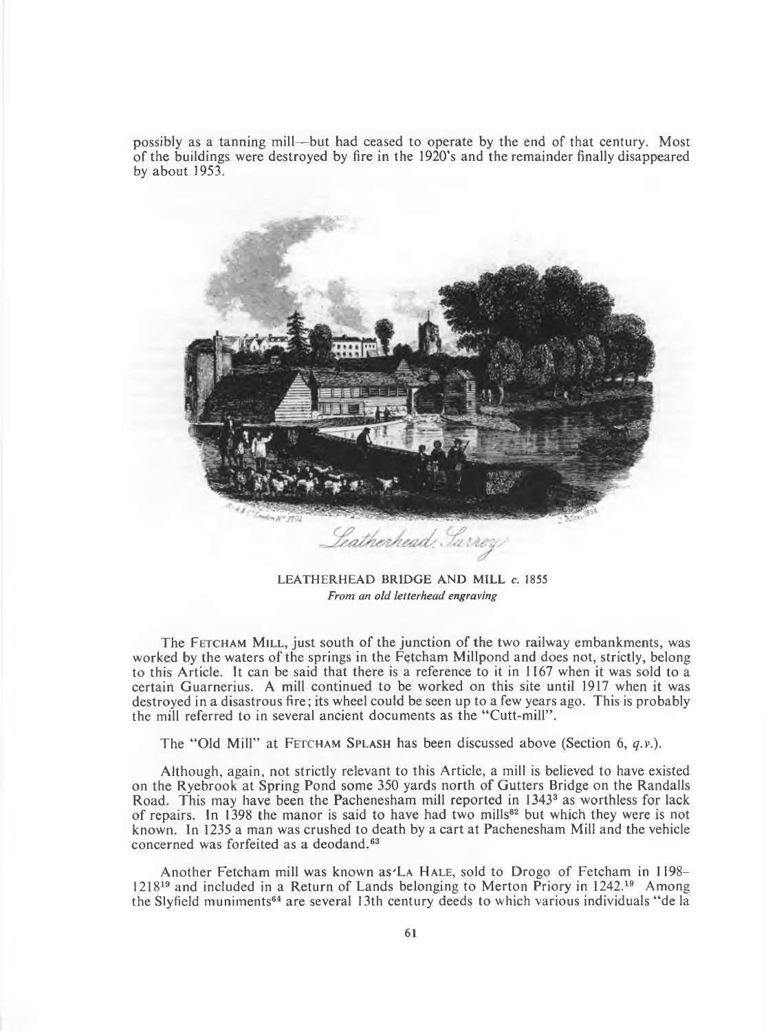possibly as a tanning mill—but had ceased to operate by the end of that century. Most of the buildings were destroyed by fire in the 1920's and the remainder finally disappeared by about 1953.

LEATHERHEAD BRIDGE AND MILL *c.* 1855
*From an old letterhead engraving*

The FETCHAM MILL, just south of the junction of the two railway embankments, was worked by the waters of the springs in the Fetcham Millpond and does not, strictly, belong to this Article. It can be said that there is a reference to it in 1167 when it was sold to a certain Guarnerius. A mill continued to be worked on this site until 1917 when it was destroyed in a disastrous fire; its wheel could be seen up to a few years ago. This is probably the mill referred to in several ancient documents as the "Cutt-mill".

The "Old Mill" at FETCHAM SPLASH has been discussed above (Section 6, *q.v.*).

Although, again, not strictly relevant to this Article, a mill is believed to have existed on the Ryebrook at Spring Pond some 350 yards north of Gutters Bridge on the Randalls Road. This may have been the Pachenesham mill reported in 1343[3] as worthless for lack of repairs. In 1398 the manor is said to have had two mills[62] but which they were is not known. In 1235 a man was crushed to death by a cart at Pachenesham Mill and the vehicle concerned was forfeited as a deodand.[63]

Another Fetcham mill was known as LA HALE, sold to Drogo of Fetcham in 1198–1218[19] and included in a Return of Lands belonging to Merton Priory in 1242.[19] Among the Slyfield muniments[64] are several 13th century deeds to which various individuals "de la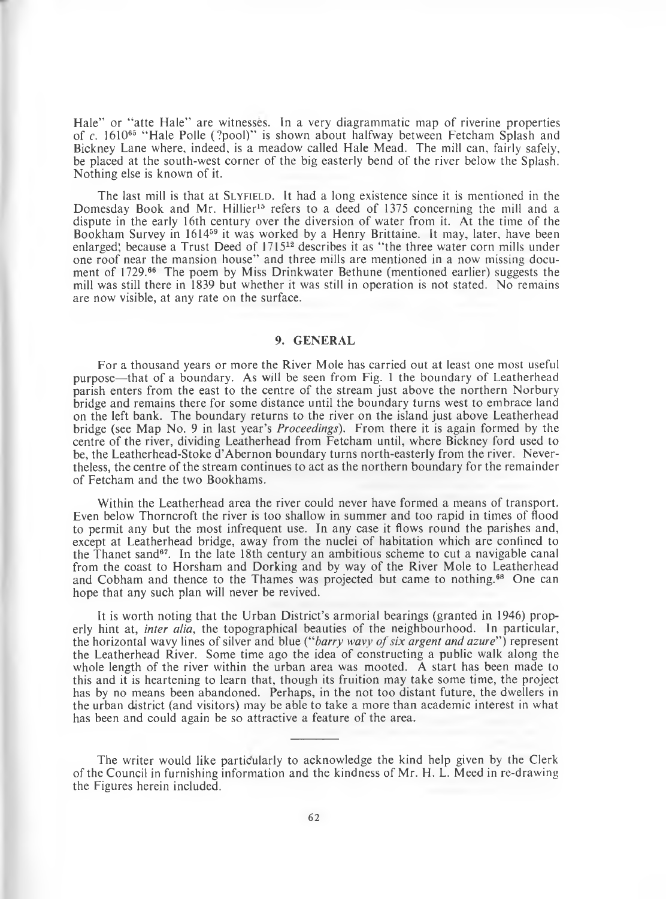Hale" or "atte Hale" are witnesses. In a very diagrammatic map of riverine properties of *c.* 1610[65] "Hale Polle (?pool)" is shown about halfway between Fetcham Splash and Bickney Lane where, indeed, is a meadow called Hale Mead. The mill can, fairly safely, be placed at the south-west corner of the big easterly bend of the river below the Splash. Nothing else is known of it.

The last mill is that at SLYFIELD. It had a long existence since it is mentioned in the Domesday Book and Mr. Hillier[15] refers to a deed of 1375 concerning the mill and a dispute in the early 16th century over the diversion of water from it. At the time of the Bookham Survey in 1614[59] it was worked by a Henry Brittaine. It may, later, have been enlarged, because a Trust Deed of 1715[12] describes it as "the three water corn mills under one roof near the mansion house" and three mills are mentioned in a now missing document of 1729.[66] The poem by Miss Drinkwater Bethune (mentioned earlier) suggests the mill was still there in 1839 but whether it was still in operation is not stated. No remains are now visible, at any rate on the surface.

## 9. GENERAL

For a thousand years or more the River Mole has carried out at least one most useful purpose—that of a boundary. As will be seen from Fig. 1 the boundary of Leatherhead parish enters from the east to the centre of the stream just above the northern Norbury bridge and remains there for some distance until the boundary turns west to embrace land on the left bank. The boundary returns to the river on the island just above Leatherhead bridge (see Map No. 9 in last year's *Proceedings*). From there it is again formed by the centre of the river, dividing Leatherhead from Fetcham until, where Bickney ford used to be, the Leatherhead-Stoke d'Abernon boundary turns north-easterly from the river. Nevertheless, the centre of the stream continues to act as the northern boundary for the remainder of Fetcham and the two Bookhams.

Within the Leatherhead area the river could never have formed a means of transport. Even below Thorncroft the river is too shallow in summer and too rapid in times of flood to permit any but the most infrequent use. In any case it flows round the parishes and, except at Leatherhead bridge, away from the nuclei of habitation which are confined to the Thanet sand[67]. In the late 18th century an ambitious scheme to cut a navigable canal from the coast to Horsham and Dorking and by way of the River Mole to Leatherhead and Cobham and thence to the Thames was projected but came to nothing.[68] One can hope that any such plan will never be revived.

It is worth noting that the Urban District's armorial bearings (granted in 1946) properly hint at, *inter alia*, the topographical beauties of the neighbourhood. In particular, the horizontal wavy lines of silver and blue ("*barry wavy of six argent and azure*") represent the Leatherhead River. Some time ago the idea of constructing a public walk along the whole length of the river within the urban area was mooted. A start has been made to this and it is heartening to learn that, though its fruition may take some time, the project has by no means been abandoned. Perhaps, in the not too distant future, the dwellers in the urban district (and visitors) may be able to take a more than academic interest in what has been and could again be so attractive a feature of the area.

---

The writer would like particularly to acknowledge the kind help given by the Clerk of the Council in furnishing information and the kindness of Mr. H. L. Meed in re-drawing the Figures herein included.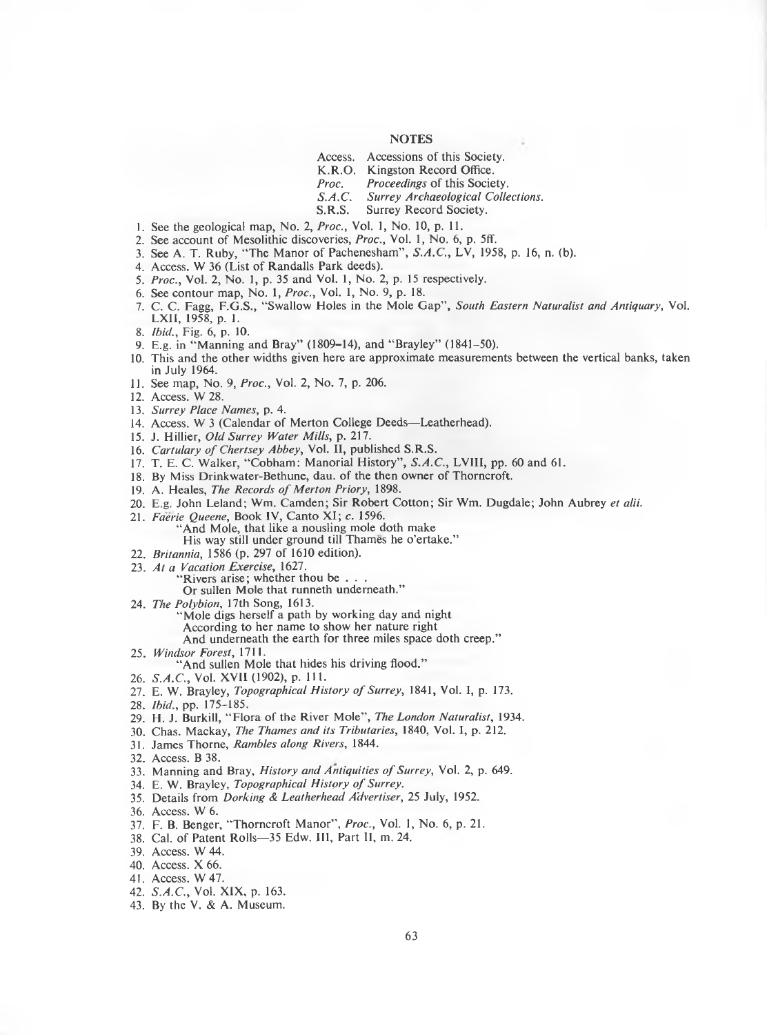## NOTES

Access. Accessions of this Society.
K.R.O. Kingston Record Office.
*Proc.* *Proceedings* of this Society.
*S.A.C.* *Surrey Archaeological Collections.*
S.R.S. Surrey Record Society.

1. See the geological map, No. 2, *Proc.*, Vol. 1, No. 10, p. 11.
2. See account of Mesolithic discoveries, *Proc.*, Vol. 1, No. 6, p. 5ff.
3. See A. T. Ruby, "The Manor of Pachenesham", *S.A.C.*, LV, 1958, p. 16, n. (b).
4. Access. W 36 (List of Randalls Park deeds).
5. *Proc.*, Vol. 2, No. 1, p. 35 and Vol. 1, No. 2, p. 15 respectively.
6. See contour map, No. 1, *Proc.*, Vol. 1, No. 9, p. 18.
7. C. C. Fagg, F.G.S., "Swallow Holes in the Mole Gap", *South Eastern Naturalist and Antiquary*, Vol. LXII, 1958, p. 1.
8. *Ibid.*, Fig. 6, p. 10.
9. E.g. in "Manning and Bray" (1809–14), and "Brayley" (1841–50).
10. This and the other widths given here are approximate measurements between the vertical banks, taken in July 1964.
11. See map, No. 9, *Proc.*, Vol. 2, No. 7, p. 206.
12. Access. W 28.
13. *Surrey Place Names*, p. 4.
14. Access. W 3 (Calendar of Merton College Deeds—Leatherhead).
15. J. Hillier, *Old Surrey Water Mills*, p. 217.
16. *Cartulary of Chertsey Abbey*, Vol. II, published S.R.S.
17. T. E. C. Walker, "Cobham: Manorial History", *S.A.C.*, LVIII, pp. 60 and 61.
18. By Miss Drinkwater-Bethune, dau. of the then owner of Thorncroft.
19. A. Heales, *The Records of Merton Priory*, 1898.
20. E.g. John Leland; Wm. Camden; Sir Robert Cotton; Sir Wm. Dugdale; John Aubrey *et alii*.
21. *Faërie Queene*, Book IV, Canto XI; *c.* 1596.
    "And Mole, that like a nousling mole doth make
    His way still under ground till Thamës he o'ertake."
22. *Britannia*, 1586 (p. 297 of 1610 edition).
23. *At a Vacation Exercise*, 1627.
    "Rivers arise; whether thou be . . .
    Or sullen Mole that runneth underneath."
24. *The Polybion*, 17th Song, 1613.
    "Mole digs herself a path by working day and night
    According to her name to show her nature right
    And underneath the earth for three miles space doth creep."
25. *Windsor Forest*, 1711.
    "And sullen Mole that hides his driving flood."
26. *S.A.C.*, Vol. XVII (1902), p. 111.
27. E. W. Brayley, *Topographical History of Surrey*, 1841, Vol. I, p. 173.
28. *Ibid.*, pp. 175–185.
29. H. J. Burkill, "Flora of the River Mole", *The London Naturalist*, 1934.
30. Chas. Mackay, *The Thames and its Tributaries*, 1840, Vol. I, p. 212.
31. James Thorne, *Rambles along Rivers*, 1844.
32. Access. B 38.
33. Manning and Bray, *History and Antiquities of Surrey*, Vol. 2, p. 649.
34. E. W. Brayley, *Topographical History of Surrey*.
35. Details from *Dorking & Leatherhead Advertiser*, 25 July, 1952.
36. Access. W 6.
37. F. B. Benger, "Thorncroft Manor", *Proc.*, Vol. 1, No. 6, p. 21.
38. Cal. of Patent Rolls—35 Edw. III, Part II, m. 24.
39. Access. W 44.
40. Access. X 66.
41. Access. W 47.
42. *S.A.C.*, Vol. XIX, p. 163.
43. By the V. & A. Museum.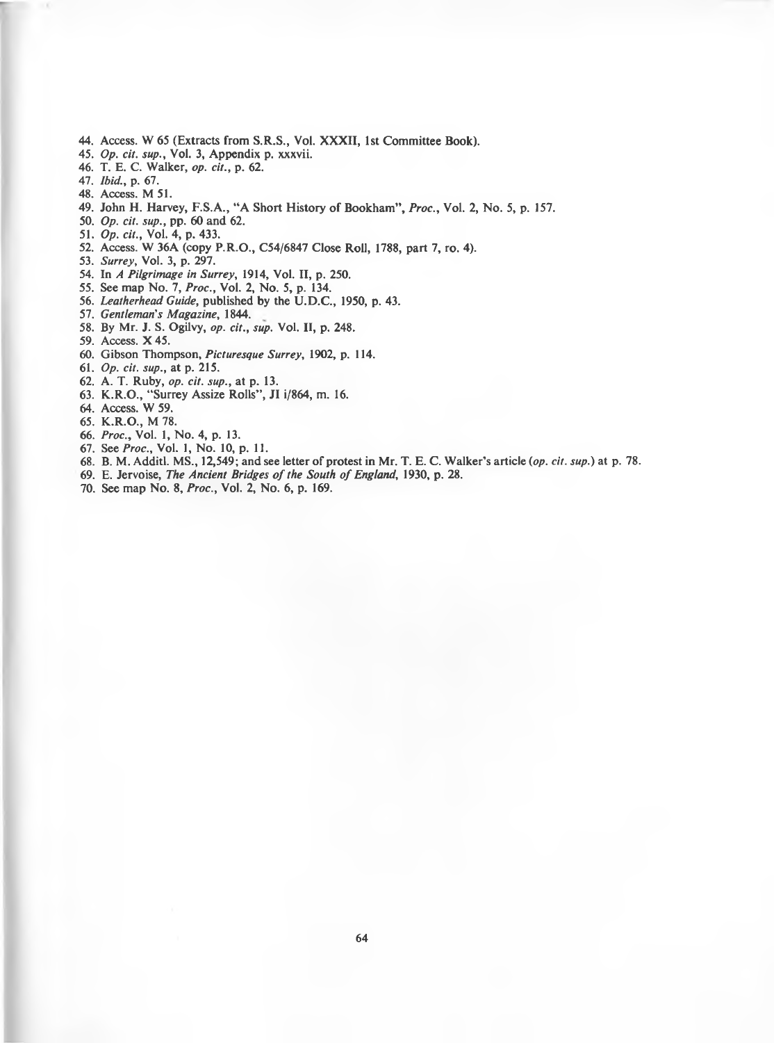44. Access. W 65 (Extracts from S.R.S., Vol. XXXII, 1st Committee Book).
45. *Op. cit. sup.*, Vol. 3, Appendix p. xxxvii.
46. T. E. C. Walker, *op. cit.*, p. 62.
47. *Ibid.*, p. 67.
48. Access. M 51.
49. John H. Harvey, F.S.A., "A Short History of Bookham", *Proc.*, Vol. 2, No. 5, p. 157.
50. *Op. cit. sup.*, pp. 60 and 62.
51. *Op. cit.*, Vol. 4, p. 433.
52. Access. W 36A (copy P.R.O., C54/6847 Close Roll, 1788, part 7, ro. 4).
53. *Surrey*, Vol. 3, p. 297.
54. In *A Pilgrimage in Surrey*, 1914, Vol. II, p. 250.
55. See map No. 7, *Proc.*, Vol. 2, No. 5, p. 134.
56. *Leatherhead Guide*, published by the U.D.C., 1950, p. 43.
57. *Gentleman's Magazine*, 1844.
58. By Mr. J. S. Ogilvy, *op. cit., sup.* Vol. II, p. 248.
59. Access. X 45.
60. Gibson Thompson, *Picturesque Surrey*, 1902, p. 114.
61. *Op. cit. sup.*, at p. 215.
62. A. T. Ruby, *op. cit. sup.*, at p. 13.
63. K.R.O., "Surrey Assize Rolls", JI i/864, m. 16.
64. Access. W 59.
65. K.R.O., M 78.
66. *Proc.*, Vol. 1, No. 4, p. 13.
67. See *Proc.*, Vol. 1, No. 10, p. 11.
68. B. M. Additl. MS., 12,549; and see letter of protest in Mr. T. E. C. Walker's article (*op. cit. sup.*) at p. 78.
69. E. Jervoise, *The Ancient Bridges of the South of England*, 1930, p. 28.
70. See map No. 8, *Proc.*, Vol. 2, No. 6, p. 169.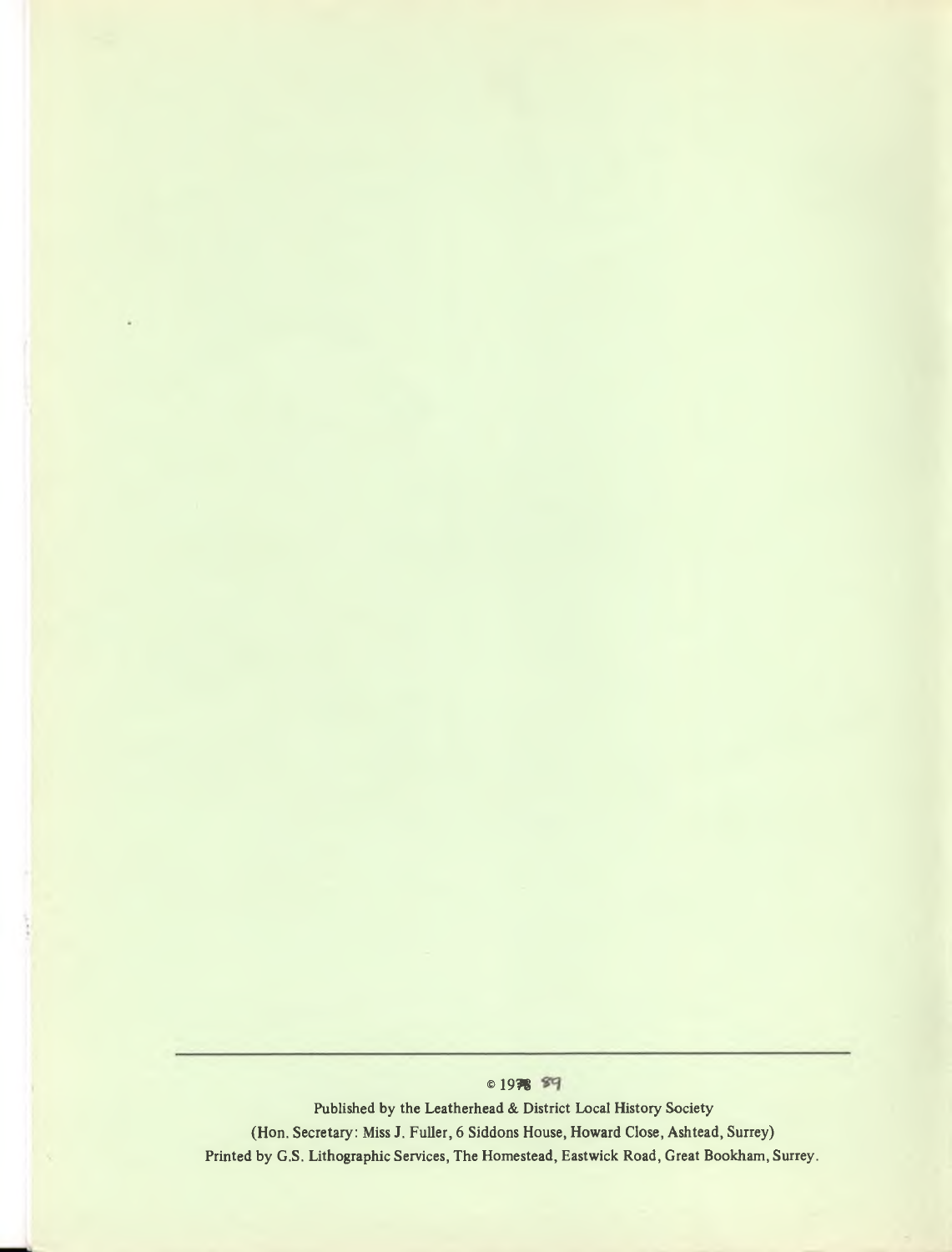---

© 1978 89

Published by the Leatherhead & District Local History Society

(Hon. Secretary: Miss J. Fuller, 6 Siddons House, Howard Close, Ashtead, Surrey)

Printed by G.S. Lithographic Services, The Homestead, Eastwick Road, Great Bookham, Surrey.